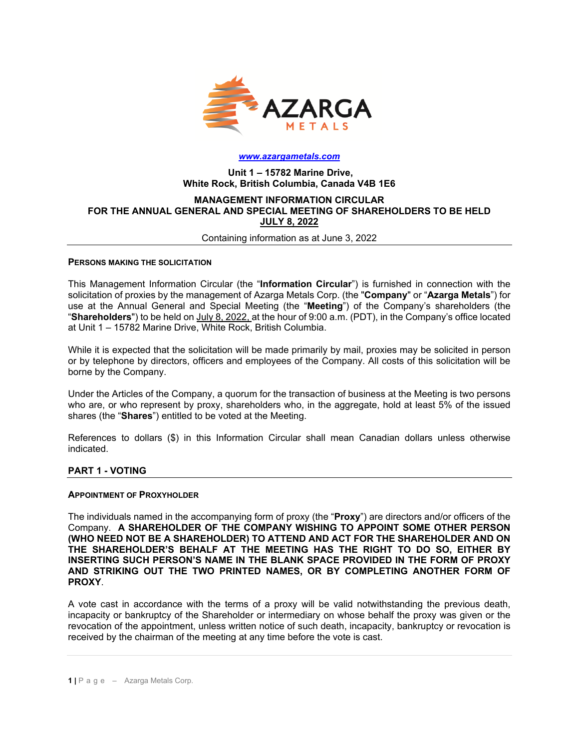**www.azargametals.com**

**Unit 1 – 15782 Marine Drive,**
**White Rock, British Columbia, Canada V4B 1E6**

**MANAGEMENT INFORMATION CIRCULAR**
**FOR THE ANNUAL GENERAL AND SPECIAL MEETING OF SHAREHOLDERS TO BE HELD**
**JULY 8, 2022**

Containing information as at June 3, 2022

#### PERSONS MAKING THE SOLICITATION

This Management Information Circular (the "**Information Circular**") is furnished in connection with the solicitation of proxies by the management of Azarga Metals Corp. (the "**Company**" or "**Azarga Metals**") for use at the Annual General and Special Meeting (the "**Meeting**") of the Company's shareholders (the "**Shareholders**") to be held on July 8, 2022, at the hour of 9:00 a.m. (PDT), in the Company's office located at Unit 1 – 15782 Marine Drive, White Rock, British Columbia.

While it is expected that the solicitation will be made primarily by mail, proxies may be solicited in person or by telephone by directors, officers and employees of the Company. All costs of this solicitation will be borne by the Company.

Under the Articles of the Company, a quorum for the transaction of business at the Meeting is two persons who are, or who represent by proxy, shareholders who, in the aggregate, hold at least 5% of the issued shares (the "**Shares**") entitled to be voted at the Meeting.

References to dollars ($) in this Information Circular shall mean Canadian dollars unless otherwise indicated.

## PART 1 - VOTING

#### APPOINTMENT OF PROXYHOLDER

The individuals named in the accompanying form of proxy (the "**Proxy**") are directors and/or officers of the Company. **A SHAREHOLDER OF THE COMPANY WISHING TO APPOINT SOME OTHER PERSON (WHO NEED NOT BE A SHAREHOLDER) TO ATTEND AND ACT FOR THE SHAREHOLDER AND ON THE SHAREHOLDER'S BEHALF AT THE MEETING HAS THE RIGHT TO DO SO, EITHER BY INSERTING SUCH PERSON'S NAME IN THE BLANK SPACE PROVIDED IN THE FORM OF PROXY AND STRIKING OUT THE TWO PRINTED NAMES, OR BY COMPLETING ANOTHER FORM OF PROXY**.

A vote cast in accordance with the terms of a proxy will be valid notwithstanding the previous death, incapacity or bankruptcy of the Shareholder or intermediary on whose behalf the proxy was given or the revocation of the appointment, unless written notice of such death, incapacity, bankruptcy or revocation is received by the chairman of the meeting at any time before the vote is cast.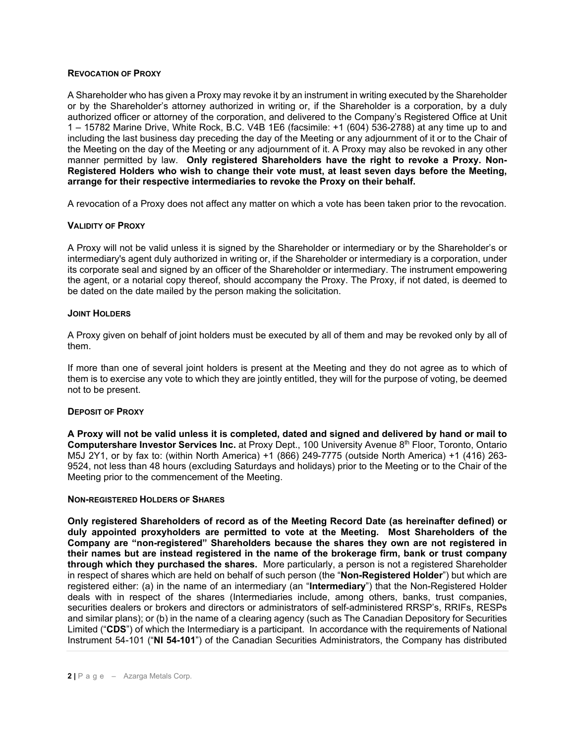### REVOCATION OF PROXY

A Shareholder who has given a Proxy may revoke it by an instrument in writing executed by the Shareholder or by the Shareholder's attorney authorized in writing or, if the Shareholder is a corporation, by a duly authorized officer or attorney of the corporation, and delivered to the Company's Registered Office at Unit 1 – 15782 Marine Drive, White Rock, B.C. V4B 1E6 (facsimile: +1 (604) 536-2788) at any time up to and including the last business day preceding the day of the Meeting or any adjournment of it or to the Chair of the Meeting on the day of the Meeting or any adjournment of it. A Proxy may also be revoked in any other manner permitted by law. **Only registered Shareholders have the right to revoke a Proxy. Non-Registered Holders who wish to change their vote must, at least seven days before the Meeting, arrange for their respective intermediaries to revoke the Proxy on their behalf.**

A revocation of a Proxy does not affect any matter on which a vote has been taken prior to the revocation.

### VALIDITY OF PROXY

A Proxy will not be valid unless it is signed by the Shareholder or intermediary or by the Shareholder's or intermediary's agent duly authorized in writing or, if the Shareholder or intermediary is a corporation, under its corporate seal and signed by an officer of the Shareholder or intermediary. The instrument empowering the agent, or a notarial copy thereof, should accompany the Proxy. The Proxy, if not dated, is deemed to be dated on the date mailed by the person making the solicitation.

### JOINT HOLDERS

A Proxy given on behalf of joint holders must be executed by all of them and may be revoked only by all of them.

If more than one of several joint holders is present at the Meeting and they do not agree as to which of them is to exercise any vote to which they are jointly entitled, they will for the purpose of voting, be deemed not to be present.

### DEPOSIT OF PROXY

**A Proxy will not be valid unless it is completed, dated and signed and delivered by hand or mail to Computershare Investor Services Inc.** at Proxy Dept., 100 University Avenue 8th Floor, Toronto, Ontario M5J 2Y1, or by fax to: (within North America) +1 (866) 249-7775 (outside North America) +1 (416) 263-9524, not less than 48 hours (excluding Saturdays and holidays) prior to the Meeting or to the Chair of the Meeting prior to the commencement of the Meeting.

### NON-REGISTERED HOLDERS OF SHARES

**Only registered Shareholders of record as of the Meeting Record Date (as hereinafter defined) or duly appointed proxyholders are permitted to vote at the Meeting. Most Shareholders of the Company are "non-registered" Shareholders because the shares they own are not registered in their names but are instead registered in the name of the brokerage firm, bank or trust company through which they purchased the shares.** More particularly, a person is not a registered Shareholder in respect of shares which are held on behalf of such person (the "**Non-Registered Holder**") but which are registered either: (a) in the name of an intermediary (an "**Intermediary**") that the Non-Registered Holder deals with in respect of the shares (Intermediaries include, among others, banks, trust companies, securities dealers or brokers and directors or administrators of self-administered RRSP's, RRIFs, RESPs and similar plans); or (b) in the name of a clearing agency (such as The Canadian Depository for Securities Limited ("**CDS**") of which the Intermediary is a participant. In accordance with the requirements of National Instrument 54-101 ("**NI 54-101**") of the Canadian Securities Administrators, the Company has distributed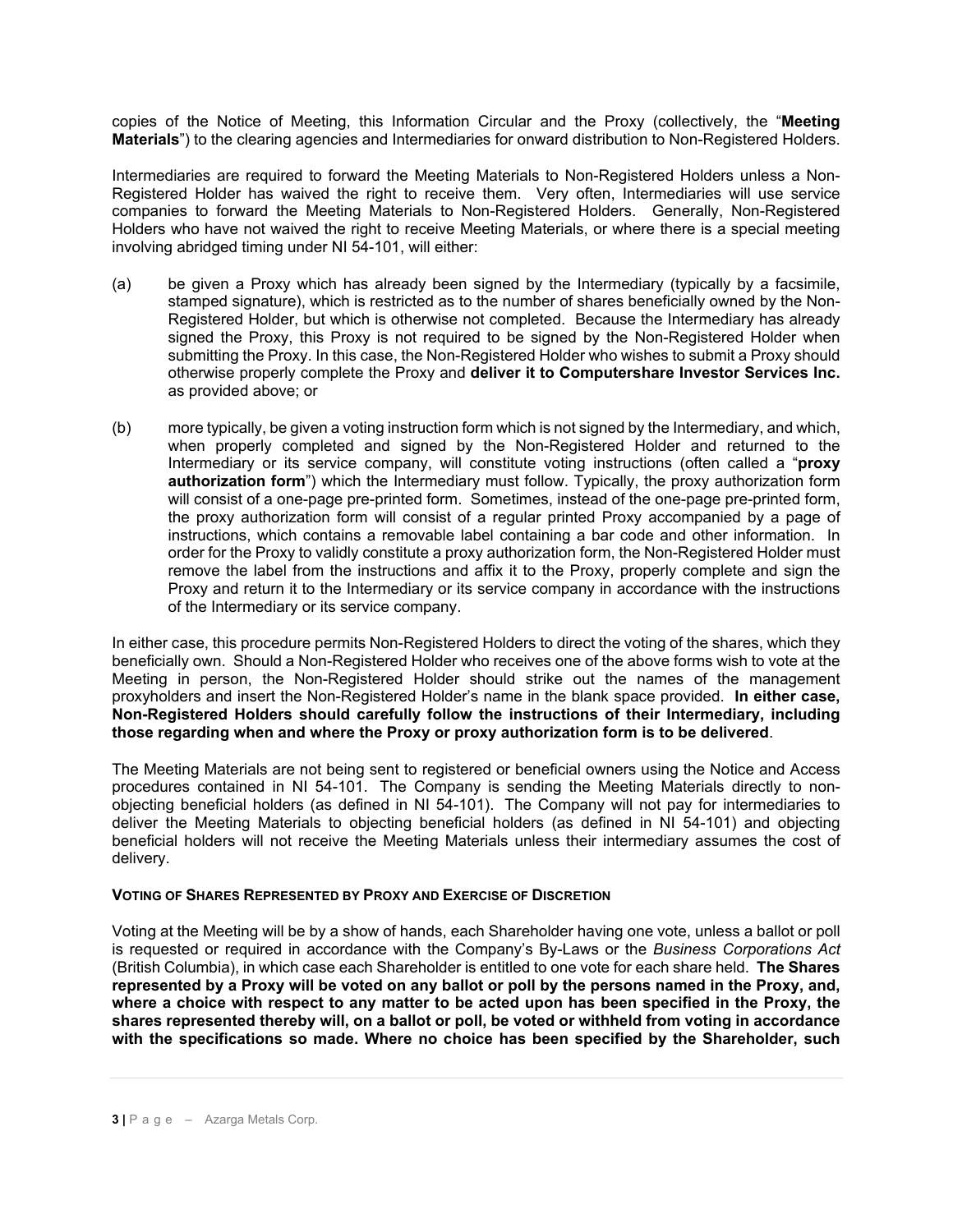copies of the Notice of Meeting, this Information Circular and the Proxy (collectively, the "**Meeting Materials**") to the clearing agencies and Intermediaries for onward distribution to Non-Registered Holders.

Intermediaries are required to forward the Meeting Materials to Non-Registered Holders unless a Non-Registered Holder has waived the right to receive them. Very often, Intermediaries will use service companies to forward the Meeting Materials to Non-Registered Holders. Generally, Non-Registered Holders who have not waived the right to receive Meeting Materials, or where there is a special meeting involving abridged timing under NI 54-101, will either:

(a) be given a Proxy which has already been signed by the Intermediary (typically by a facsimile, stamped signature), which is restricted as to the number of shares beneficially owned by the Non-Registered Holder, but which is otherwise not completed. Because the Intermediary has already signed the Proxy, this Proxy is not required to be signed by the Non-Registered Holder when submitting the Proxy. In this case, the Non-Registered Holder who wishes to submit a Proxy should otherwise properly complete the Proxy and **deliver it to Computershare Investor Services Inc.** as provided above; or

(b) more typically, be given a voting instruction form which is not signed by the Intermediary, and which, when properly completed and signed by the Non-Registered Holder and returned to the Intermediary or its service company, will constitute voting instructions (often called a "**proxy authorization form**") which the Intermediary must follow. Typically, the proxy authorization form will consist of a one-page pre-printed form. Sometimes, instead of the one-page pre-printed form, the proxy authorization form will consist of a regular printed Proxy accompanied by a page of instructions, which contains a removable label containing a bar code and other information. In order for the Proxy to validly constitute a proxy authorization form, the Non-Registered Holder must remove the label from the instructions and affix it to the Proxy, properly complete and sign the Proxy and return it to the Intermediary or its service company in accordance with the instructions of the Intermediary or its service company.

In either case, this procedure permits Non-Registered Holders to direct the voting of the shares, which they beneficially own. Should a Non-Registered Holder who receives one of the above forms wish to vote at the Meeting in person, the Non-Registered Holder should strike out the names of the management proxyholders and insert the Non-Registered Holder's name in the blank space provided. **In either case, Non-Registered Holders should carefully follow the instructions of their Intermediary, including those regarding when and where the Proxy or proxy authorization form is to be delivered**.

The Meeting Materials are not being sent to registered or beneficial owners using the Notice and Access procedures contained in NI 54-101. The Company is sending the Meeting Materials directly to non-objecting beneficial holders (as defined in NI 54-101). The Company will not pay for intermediaries to deliver the Meeting Materials to objecting beneficial holders (as defined in NI 54-101) and objecting beneficial holders will not receive the Meeting Materials unless their intermediary assumes the cost of delivery.

**VOTING OF SHARES REPRESENTED BY PROXY AND EXERCISE OF DISCRETION**

Voting at the Meeting will be by a show of hands, each Shareholder having one vote, unless a ballot or poll is requested or required in accordance with the Company's By-Laws or the *Business Corporations Act* (British Columbia), in which case each Shareholder is entitled to one vote for each share held. **The Shares represented by a Proxy will be voted on any ballot or poll by the persons named in the Proxy, and, where a choice with respect to any matter to be acted upon has been specified in the Proxy, the shares represented thereby will, on a ballot or poll, be voted or withheld from voting in accordance with the specifications so made. Where no choice has been specified by the Shareholder, such**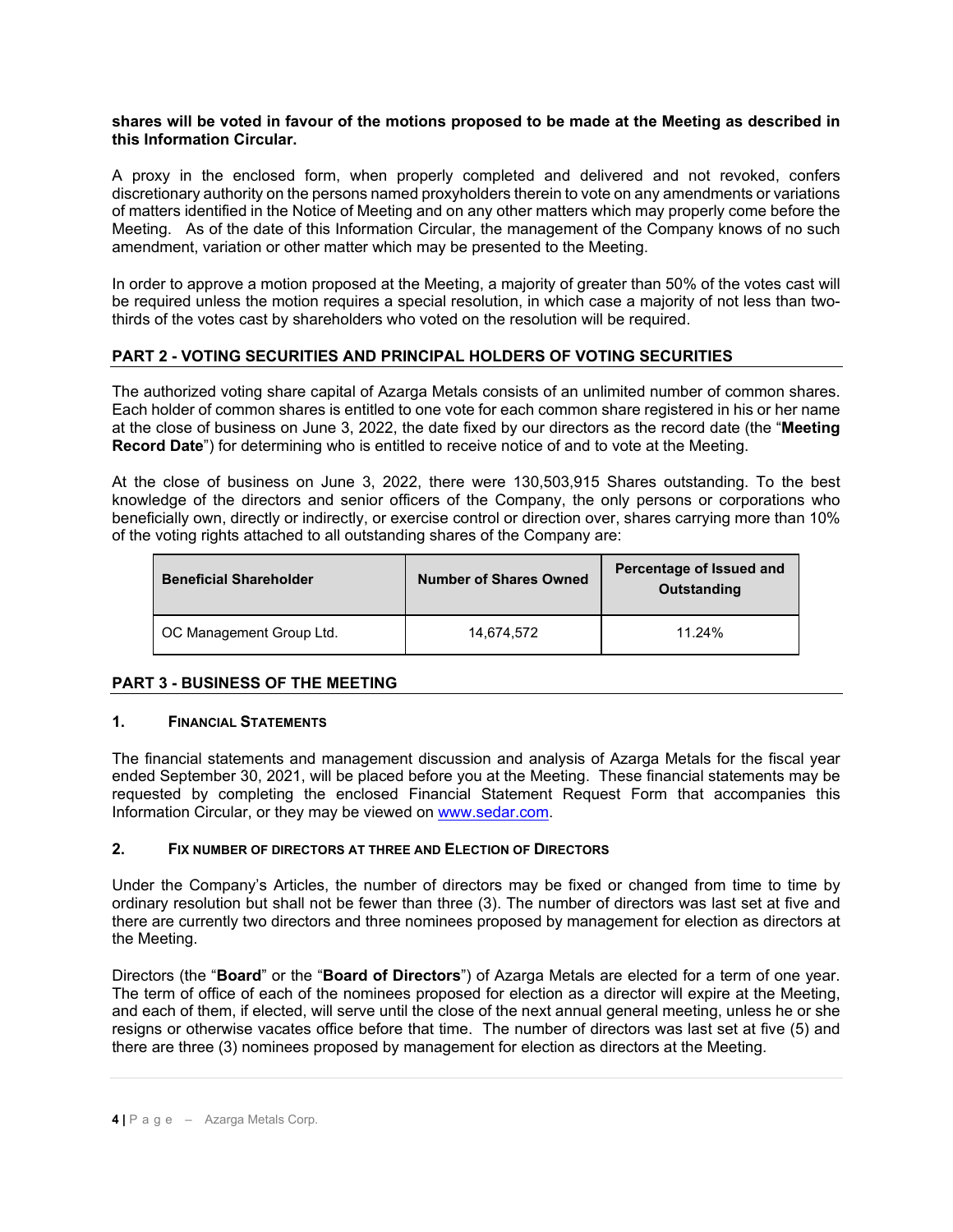**shares will be voted in favour of the motions proposed to be made at the Meeting as described in this Information Circular.**

A proxy in the enclosed form, when properly completed and delivered and not revoked, confers discretionary authority on the persons named proxyholders therein to vote on any amendments or variations of matters identified in the Notice of Meeting and on any other matters which may properly come before the Meeting. As of the date of this Information Circular, the management of the Company knows of no such amendment, variation or other matter which may be presented to the Meeting.

In order to approve a motion proposed at the Meeting, a majority of greater than 50% of the votes cast will be required unless the motion requires a special resolution, in which case a majority of not less than two-thirds of the votes cast by shareholders who voted on the resolution will be required.

## PART 2 - VOTING SECURITIES AND PRINCIPAL HOLDERS OF VOTING SECURITIES

The authorized voting share capital of Azarga Metals consists of an unlimited number of common shares. Each holder of common shares is entitled to one vote for each common share registered in his or her name at the close of business on June 3, 2022, the date fixed by our directors as the record date (the "**Meeting Record Date**") for determining who is entitled to receive notice of and to vote at the Meeting.

At the close of business on June 3, 2022, there were 130,503,915 Shares outstanding. To the best knowledge of the directors and senior officers of the Company, the only persons or corporations who beneficially own, directly or indirectly, or exercise control or direction over, shares carrying more than 10% of the voting rights attached to all outstanding shares of the Company are:

| Beneficial Shareholder | Number of Shares Owned | Percentage of Issued and Outstanding |
|---|---|---|
| OC Management Group Ltd. | 14,674,572 | 11.24% |

## PART 3 - BUSINESS OF THE MEETING

### 1. FINANCIAL STATEMENTS

The financial statements and management discussion and analysis of Azarga Metals for the fiscal year ended September 30, 2021, will be placed before you at the Meeting. These financial statements may be requested by completing the enclosed Financial Statement Request Form that accompanies this Information Circular, or they may be viewed on www.sedar.com.

### 2. FIX NUMBER OF DIRECTORS AT THREE AND ELECTION OF DIRECTORS

Under the Company's Articles, the number of directors may be fixed or changed from time to time by ordinary resolution but shall not be fewer than three (3). The number of directors was last set at five and there are currently two directors and three nominees proposed by management for election as directors at the Meeting.

Directors (the "**Board**" or the "**Board of Directors**") of Azarga Metals are elected for a term of one year. The term of office of each of the nominees proposed for election as a director will expire at the Meeting, and each of them, if elected, will serve until the close of the next annual general meeting, unless he or she resigns or otherwise vacates office before that time. The number of directors was last set at five (5) and there are three (3) nominees proposed by management for election as directors at the Meeting.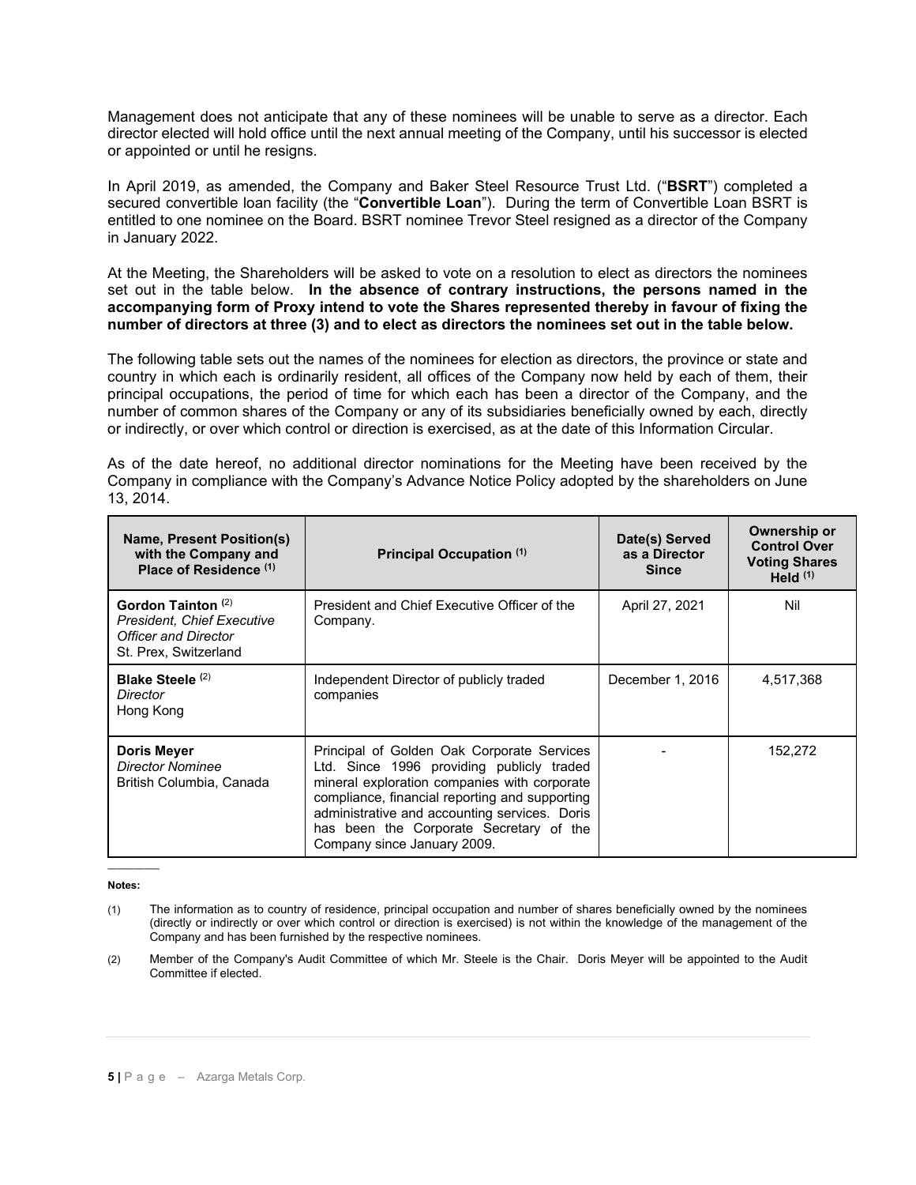Management does not anticipate that any of these nominees will be unable to serve as a director. Each director elected will hold office until the next annual meeting of the Company, until his successor is elected or appointed or until he resigns.

In April 2019, as amended, the Company and Baker Steel Resource Trust Ltd. ("**BSRT**") completed a secured convertible loan facility (the "**Convertible Loan**"). During the term of Convertible Loan BSRT is entitled to one nominee on the Board. BSRT nominee Trevor Steel resigned as a director of the Company in January 2022.

At the Meeting, the Shareholders will be asked to vote on a resolution to elect as directors the nominees set out in the table below. **In the absence of contrary instructions, the persons named in the accompanying form of Proxy intend to vote the Shares represented thereby in favour of fixing the number of directors at three (3) and to elect as directors the nominees set out in the table below.**

The following table sets out the names of the nominees for election as directors, the province or state and country in which each is ordinarily resident, all offices of the Company now held by each of them, their principal occupations, the period of time for which each has been a director of the Company, and the number of common shares of the Company or any of its subsidiaries beneficially owned by each, directly or indirectly, or over which control or direction is exercised, as at the date of this Information Circular.

As of the date hereof, no additional director nominations for the Meeting have been received by the Company in compliance with the Company's Advance Notice Policy adopted by the shareholders on June 13, 2014.

| Name, Present Position(s) with the Company and Place of Residence (1) | Principal Occupation (1) | Date(s) Served as a Director Since | Ownership or Control Over Voting Shares Held (1) |
|---|---|---|---|
| **Gordon Tainton** (2)<br>*President, Chief Executive Officer and Director*<br>St. Prex, Switzerland | President and Chief Executive Officer of the Company. | April 27, 2021 | Nil |
| **Blake Steele** (2)<br>*Director*<br>Hong Kong | Independent Director of publicly traded companies | December 1, 2016 | 4,517,368 |
| **Doris Meyer**<br>*Director Nominee*<br>British Columbia, Canada | Principal of Golden Oak Corporate Services Ltd. Since 1996 providing publicly traded mineral exploration companies with corporate compliance, financial reporting and supporting administrative and accounting services. Doris has been the Corporate Secretary of the Company since January 2009. | - | 152,272 |

**Notes:**

(1) The information as to country of residence, principal occupation and number of shares beneficially owned by the nominees (directly or indirectly or over which control or direction is exercised) is not within the knowledge of the management of the Company and has been furnished by the respective nominees.

(2) Member of the Company's Audit Committee of which Mr. Steele is the Chair. Doris Meyer will be appointed to the Audit Committee if elected.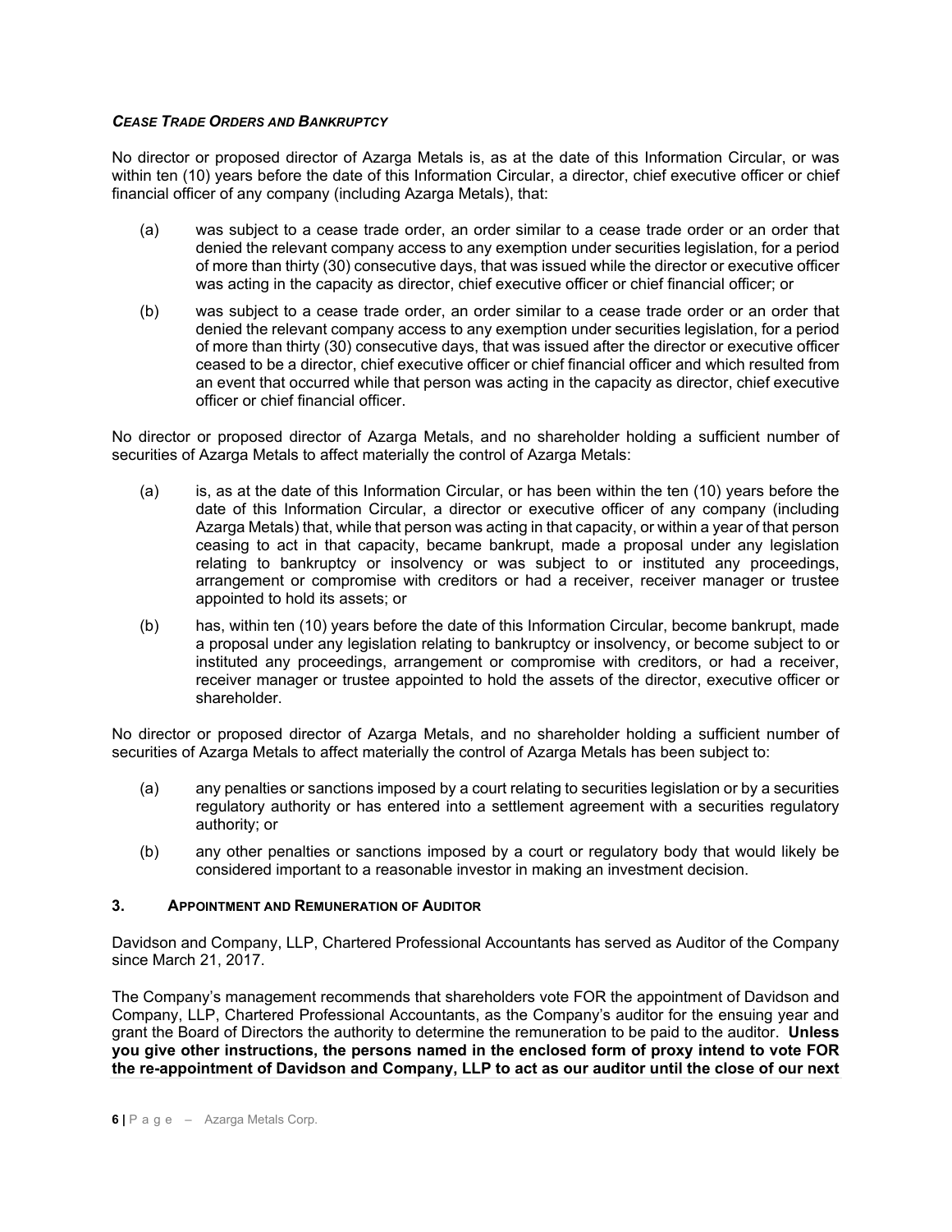***Cease Trade Orders and Bankruptcy***

No director or proposed director of Azarga Metals is, as at the date of this Information Circular, or was within ten (10) years before the date of this Information Circular, a director, chief executive officer or chief financial officer of any company (including Azarga Metals), that:

(a) was subject to a cease trade order, an order similar to a cease trade order or an order that denied the relevant company access to any exemption under securities legislation, for a period of more than thirty (30) consecutive days, that was issued while the director or executive officer was acting in the capacity as director, chief executive officer or chief financial officer; or

(b) was subject to a cease trade order, an order similar to a cease trade order or an order that denied the relevant company access to any exemption under securities legislation, for a period of more than thirty (30) consecutive days, that was issued after the director or executive officer ceased to be a director, chief executive officer or chief financial officer and which resulted from an event that occurred while that person was acting in the capacity as director, chief executive officer or chief financial officer.

No director or proposed director of Azarga Metals, and no shareholder holding a sufficient number of securities of Azarga Metals to affect materially the control of Azarga Metals:

(a) is, as at the date of this Information Circular, or has been within the ten (10) years before the date of this Information Circular, a director or executive officer of any company (including Azarga Metals) that, while that person was acting in that capacity, or within a year of that person ceasing to act in that capacity, became bankrupt, made a proposal under any legislation relating to bankruptcy or insolvency or was subject to or instituted any proceedings, arrangement or compromise with creditors or had a receiver, receiver manager or trustee appointed to hold its assets; or

(b) has, within ten (10) years before the date of this Information Circular, become bankrupt, made a proposal under any legislation relating to bankruptcy or insolvency, or become subject to or instituted any proceedings, arrangement or compromise with creditors, or had a receiver, receiver manager or trustee appointed to hold the assets of the director, executive officer or shareholder.

No director or proposed director of Azarga Metals, and no shareholder holding a sufficient number of securities of Azarga Metals to affect materially the control of Azarga Metals has been subject to:

(a) any penalties or sanctions imposed by a court relating to securities legislation or by a securities regulatory authority or has entered into a settlement agreement with a securities regulatory authority; or

(b) any other penalties or sanctions imposed by a court or regulatory body that would likely be considered important to a reasonable investor in making an investment decision.

## 3. Appointment and Remuneration of Auditor

Davidson and Company, LLP, Chartered Professional Accountants has served as Auditor of the Company since March 21, 2017.

The Company's management recommends that shareholders vote FOR the appointment of Davidson and Company, LLP, Chartered Professional Accountants, as the Company's auditor for the ensuing year and grant the Board of Directors the authority to determine the remuneration to be paid to the auditor. **Unless you give other instructions, the persons named in the enclosed form of proxy intend to vote FOR the re-appointment of Davidson and Company, LLP to act as our auditor until the close of our next**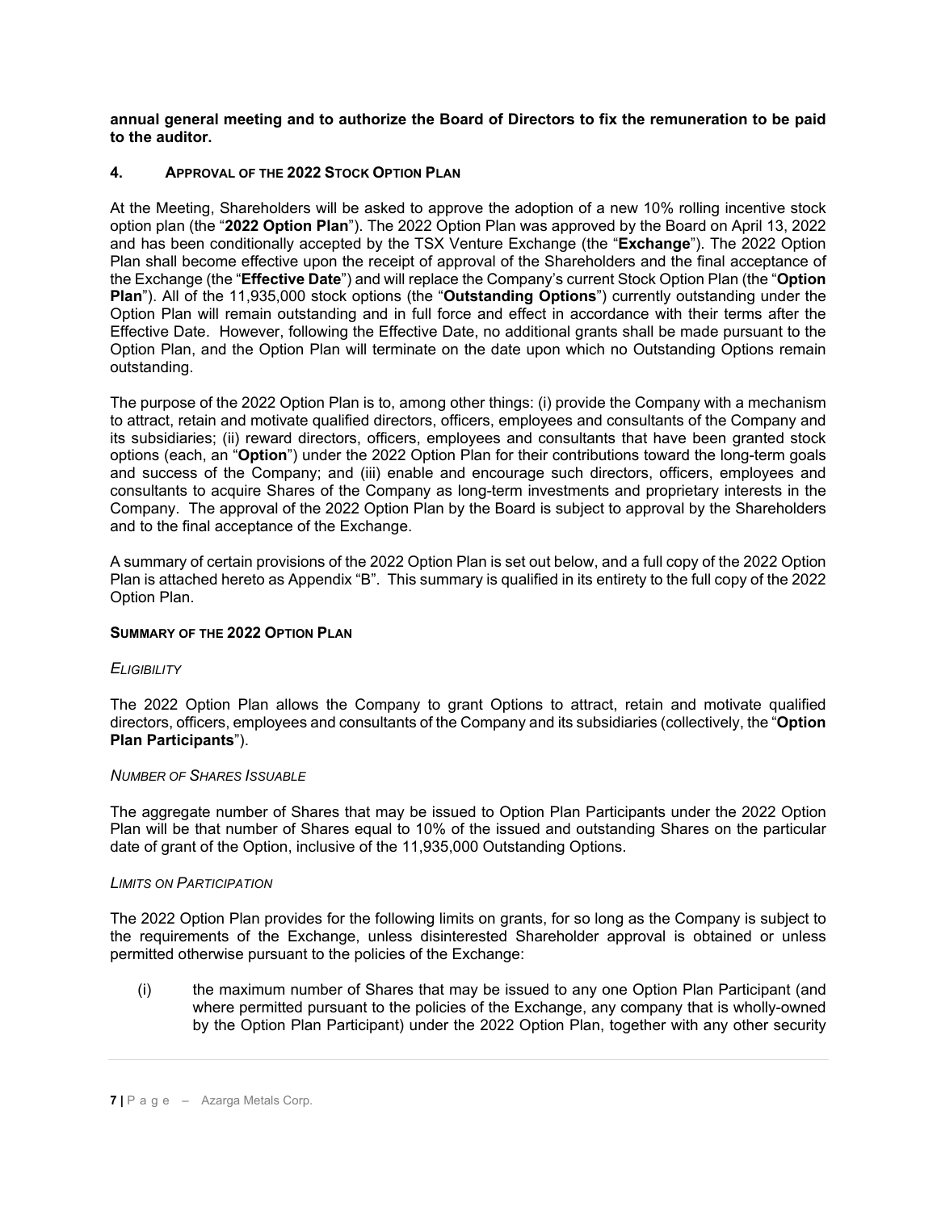**annual general meeting and to authorize the Board of Directors to fix the remuneration to be paid to the auditor.**

## 4. APPROVAL OF THE 2022 STOCK OPTION PLAN

At the Meeting, Shareholders will be asked to approve the adoption of a new 10% rolling incentive stock option plan (the "**2022 Option Plan**"). The 2022 Option Plan was approved by the Board on April 13, 2022 and has been conditionally accepted by the TSX Venture Exchange (the "**Exchange**"). The 2022 Option Plan shall become effective upon the receipt of approval of the Shareholders and the final acceptance of the Exchange (the "**Effective Date**") and will replace the Company's current Stock Option Plan (the "**Option Plan**"). All of the 11,935,000 stock options (the "**Outstanding Options**") currently outstanding under the Option Plan will remain outstanding and in full force and effect in accordance with their terms after the Effective Date. However, following the Effective Date, no additional grants shall be made pursuant to the Option Plan, and the Option Plan will terminate on the date upon which no Outstanding Options remain outstanding.

The purpose of the 2022 Option Plan is to, among other things: (i) provide the Company with a mechanism to attract, retain and motivate qualified directors, officers, employees and consultants of the Company and its subsidiaries; (ii) reward directors, officers, employees and consultants that have been granted stock options (each, an "**Option**") under the 2022 Option Plan for their contributions toward the long-term goals and success of the Company; and (iii) enable and encourage such directors, officers, employees and consultants to acquire Shares of the Company as long-term investments and proprietary interests in the Company. The approval of the 2022 Option Plan by the Board is subject to approval by the Shareholders and to the final acceptance of the Exchange.

A summary of certain provisions of the 2022 Option Plan is set out below, and a full copy of the 2022 Option Plan is attached hereto as Appendix "B". This summary is qualified in its entirety to the full copy of the 2022 Option Plan.

### SUMMARY OF THE 2022 OPTION PLAN

*ELIGIBILITY*

The 2022 Option Plan allows the Company to grant Options to attract, retain and motivate qualified directors, officers, employees and consultants of the Company and its subsidiaries (collectively, the "**Option Plan Participants**").

*NUMBER OF SHARES ISSUABLE*

The aggregate number of Shares that may be issued to Option Plan Participants under the 2022 Option Plan will be that number of Shares equal to 10% of the issued and outstanding Shares on the particular date of grant of the Option, inclusive of the 11,935,000 Outstanding Options.

*LIMITS ON PARTICIPATION*

The 2022 Option Plan provides for the following limits on grants, for so long as the Company is subject to the requirements of the Exchange, unless disinterested Shareholder approval is obtained or unless permitted otherwise pursuant to the policies of the Exchange:

(i) the maximum number of Shares that may be issued to any one Option Plan Participant (and where permitted pursuant to the policies of the Exchange, any company that is wholly-owned by the Option Plan Participant) under the 2022 Option Plan, together with any other security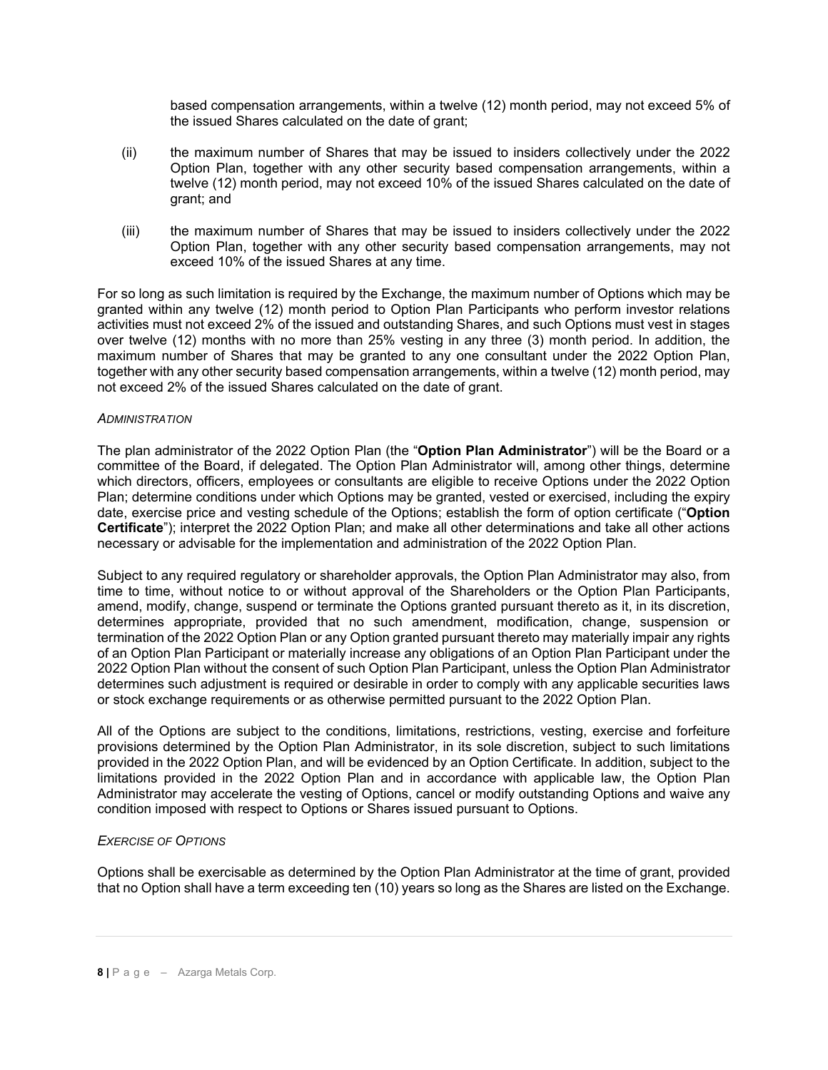based compensation arrangements, within a twelve (12) month period, may not exceed 5% of the issued Shares calculated on the date of grant;

(ii) the maximum number of Shares that may be issued to insiders collectively under the 2022 Option Plan, together with any other security based compensation arrangements, within a twelve (12) month period, may not exceed 10% of the issued Shares calculated on the date of grant; and

(iii) the maximum number of Shares that may be issued to insiders collectively under the 2022 Option Plan, together with any other security based compensation arrangements, may not exceed 10% of the issued Shares at any time.

For so long as such limitation is required by the Exchange, the maximum number of Options which may be granted within any twelve (12) month period to Option Plan Participants who perform investor relations activities must not exceed 2% of the issued and outstanding Shares, and such Options must vest in stages over twelve (12) months with no more than 25% vesting in any three (3) month period. In addition, the maximum number of Shares that may be granted to any one consultant under the 2022 Option Plan, together with any other security based compensation arrangements, within a twelve (12) month period, may not exceed 2% of the issued Shares calculated on the date of grant.

*ADMINISTRATION*

The plan administrator of the 2022 Option Plan (the "**Option Plan Administrator**") will be the Board or a committee of the Board, if delegated. The Option Plan Administrator will, among other things, determine which directors, officers, employees or consultants are eligible to receive Options under the 2022 Option Plan; determine conditions under which Options may be granted, vested or exercised, including the expiry date, exercise price and vesting schedule of the Options; establish the form of option certificate ("**Option Certificate**"); interpret the 2022 Option Plan; and make all other determinations and take all other actions necessary or advisable for the implementation and administration of the 2022 Option Plan.

Subject to any required regulatory or shareholder approvals, the Option Plan Administrator may also, from time to time, without notice to or without approval of the Shareholders or the Option Plan Participants, amend, modify, change, suspend or terminate the Options granted pursuant thereto as it, in its discretion, determines appropriate, provided that no such amendment, modification, change, suspension or termination of the 2022 Option Plan or any Option granted pursuant thereto may materially impair any rights of an Option Plan Participant or materially increase any obligations of an Option Plan Participant under the 2022 Option Plan without the consent of such Option Plan Participant, unless the Option Plan Administrator determines such adjustment is required or desirable in order to comply with any applicable securities laws or stock exchange requirements or as otherwise permitted pursuant to the 2022 Option Plan.

All of the Options are subject to the conditions, limitations, restrictions, vesting, exercise and forfeiture provisions determined by the Option Plan Administrator, in its sole discretion, subject to such limitations provided in the 2022 Option Plan, and will be evidenced by an Option Certificate. In addition, subject to the limitations provided in the 2022 Option Plan and in accordance with applicable law, the Option Plan Administrator may accelerate the vesting of Options, cancel or modify outstanding Options and waive any condition imposed with respect to Options or Shares issued pursuant to Options.

*EXERCISE OF OPTIONS*

Options shall be exercisable as determined by the Option Plan Administrator at the time of grant, provided that no Option shall have a term exceeding ten (10) years so long as the Shares are listed on the Exchange.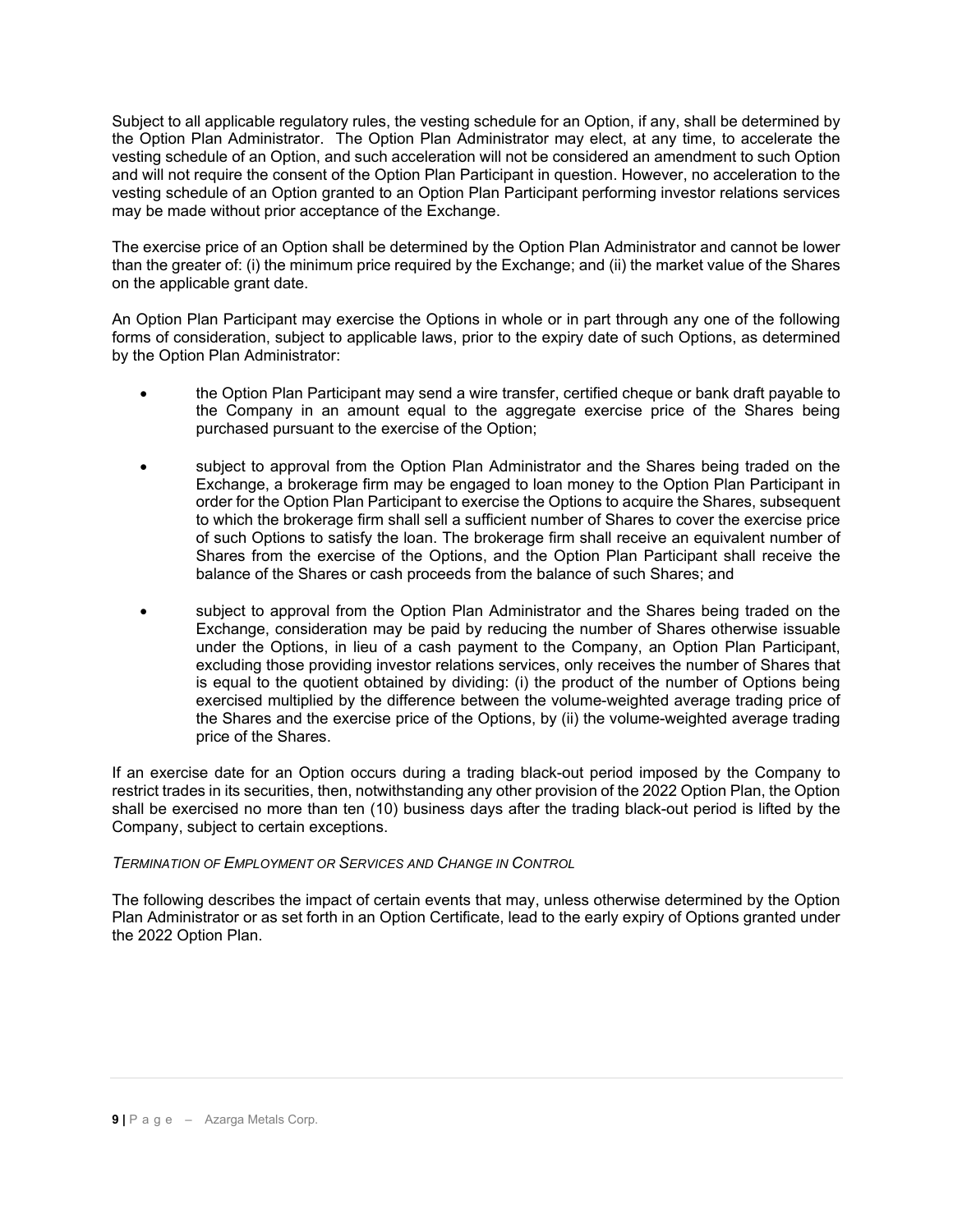Subject to all applicable regulatory rules, the vesting schedule for an Option, if any, shall be determined by the Option Plan Administrator. The Option Plan Administrator may elect, at any time, to accelerate the vesting schedule of an Option, and such acceleration will not be considered an amendment to such Option and will not require the consent of the Option Plan Participant in question. However, no acceleration to the vesting schedule of an Option granted to an Option Plan Participant performing investor relations services may be made without prior acceptance of the Exchange.

The exercise price of an Option shall be determined by the Option Plan Administrator and cannot be lower than the greater of: (i) the minimum price required by the Exchange; and (ii) the market value of the Shares on the applicable grant date.

An Option Plan Participant may exercise the Options in whole or in part through any one of the following forms of consideration, subject to applicable laws, prior to the expiry date of such Options, as determined by the Option Plan Administrator:

- the Option Plan Participant may send a wire transfer, certified cheque or bank draft payable to the Company in an amount equal to the aggregate exercise price of the Shares being purchased pursuant to the exercise of the Option;
- subject to approval from the Option Plan Administrator and the Shares being traded on the Exchange, a brokerage firm may be engaged to loan money to the Option Plan Participant in order for the Option Plan Participant to exercise the Options to acquire the Shares, subsequent to which the brokerage firm shall sell a sufficient number of Shares to cover the exercise price of such Options to satisfy the loan. The brokerage firm shall receive an equivalent number of Shares from the exercise of the Options, and the Option Plan Participant shall receive the balance of the Shares or cash proceeds from the balance of such Shares; and
- subject to approval from the Option Plan Administrator and the Shares being traded on the Exchange, consideration may be paid by reducing the number of Shares otherwise issuable under the Options, in lieu of a cash payment to the Company, an Option Plan Participant, excluding those providing investor relations services, only receives the number of Shares that is equal to the quotient obtained by dividing: (i) the product of the number of Options being exercised multiplied by the difference between the volume-weighted average trading price of the Shares and the exercise price of the Options, by (ii) the volume-weighted average trading price of the Shares.

If an exercise date for an Option occurs during a trading black-out period imposed by the Company to restrict trades in its securities, then, notwithstanding any other provision of the 2022 Option Plan, the Option shall be exercised no more than ten (10) business days after the trading black-out period is lifted by the Company, subject to certain exceptions.

*TERMINATION OF EMPLOYMENT OR SERVICES AND CHANGE IN CONTROL*

The following describes the impact of certain events that may, unless otherwise determined by the Option Plan Administrator or as set forth in an Option Certificate, lead to the early expiry of Options granted under the 2022 Option Plan.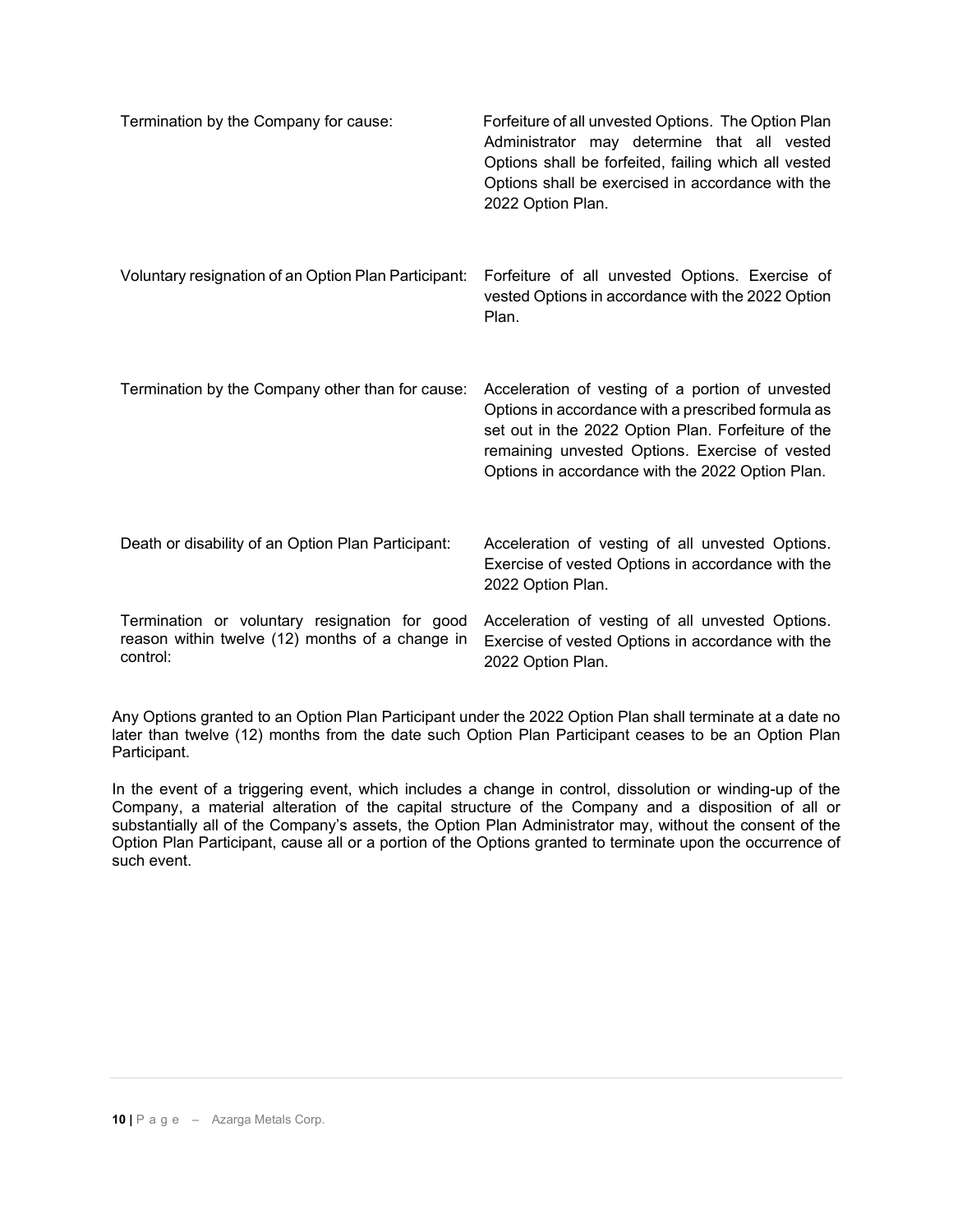| | |
|---|---|
| Termination by the Company for cause: | Forfeiture of all unvested Options. The Option Plan Administrator may determine that all vested Options shall be forfeited, failing which all vested Options shall be exercised in accordance with the 2022 Option Plan. |
| Voluntary resignation of an Option Plan Participant: | Forfeiture of all unvested Options. Exercise of vested Options in accordance with the 2022 Option Plan. |
| Termination by the Company other than for cause: | Acceleration of vesting of a portion of unvested Options in accordance with a prescribed formula as set out in the 2022 Option Plan. Forfeiture of the remaining unvested Options. Exercise of vested Options in accordance with the 2022 Option Plan. |
| Death or disability of an Option Plan Participant: | Acceleration of vesting of all unvested Options. Exercise of vested Options in accordance with the 2022 Option Plan. |
| Termination or voluntary resignation for good reason within twelve (12) months of a change in control: | Acceleration of vesting of all unvested Options. Exercise of vested Options in accordance with the 2022 Option Plan. |

Any Options granted to an Option Plan Participant under the 2022 Option Plan shall terminate at a date no later than twelve (12) months from the date such Option Plan Participant ceases to be an Option Plan Participant.

In the event of a triggering event, which includes a change in control, dissolution or winding-up of the Company, a material alteration of the capital structure of the Company and a disposition of all or substantially all of the Company's assets, the Option Plan Administrator may, without the consent of the Option Plan Participant, cause all or a portion of the Options granted to terminate upon the occurrence of such event.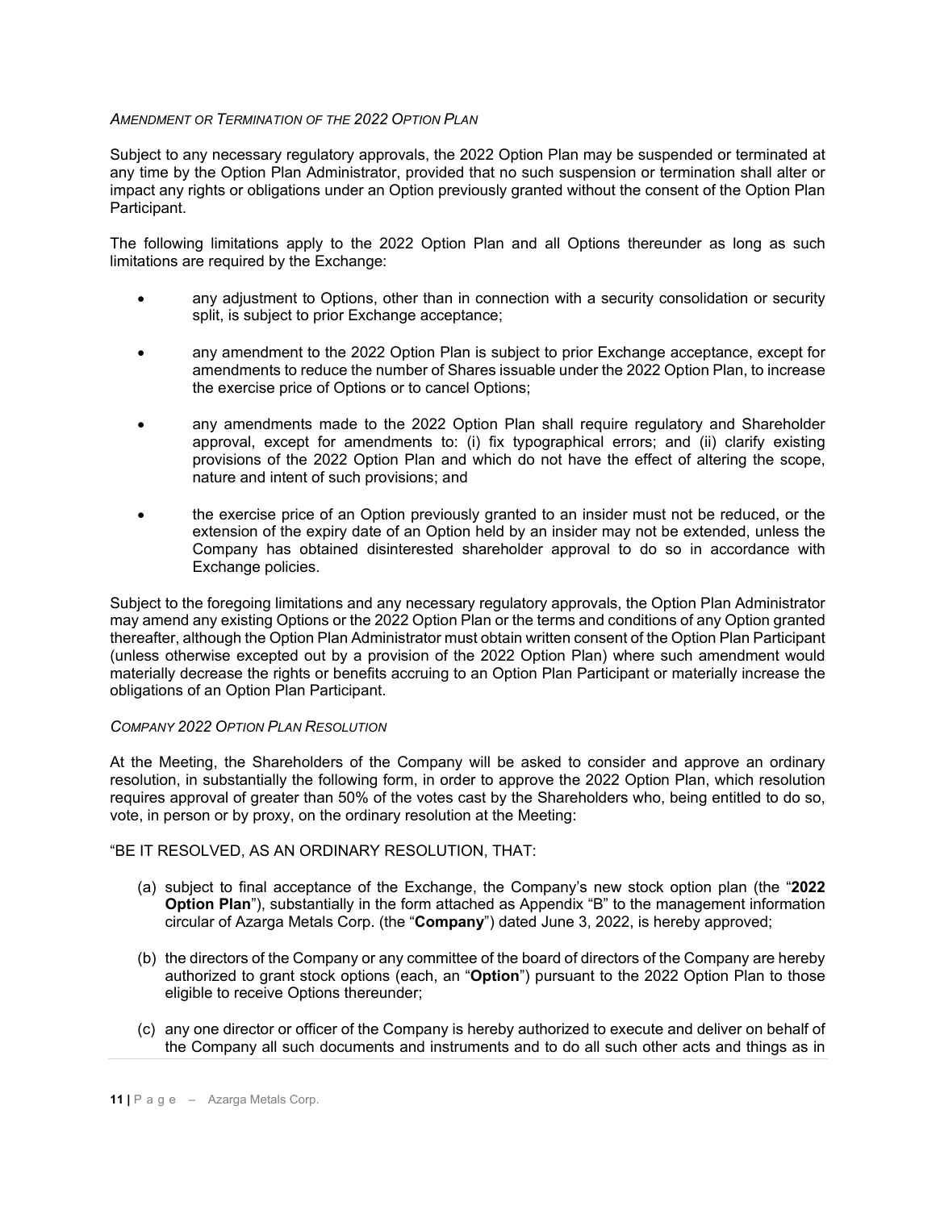*AMENDMENT OR TERMINATION OF THE 2022 OPTION PLAN*

Subject to any necessary regulatory approvals, the 2022 Option Plan may be suspended or terminated at any time by the Option Plan Administrator, provided that no such suspension or termination shall alter or impact any rights or obligations under an Option previously granted without the consent of the Option Plan Participant.

The following limitations apply to the 2022 Option Plan and all Options thereunder as long as such limitations are required by the Exchange:

- any adjustment to Options, other than in connection with a security consolidation or security split, is subject to prior Exchange acceptance;
- any amendment to the 2022 Option Plan is subject to prior Exchange acceptance, except for amendments to reduce the number of Shares issuable under the 2022 Option Plan, to increase the exercise price of Options or to cancel Options;
- any amendments made to the 2022 Option Plan shall require regulatory and Shareholder approval, except for amendments to: (i) fix typographical errors; and (ii) clarify existing provisions of the 2022 Option Plan and which do not have the effect of altering the scope, nature and intent of such provisions; and
- the exercise price of an Option previously granted to an insider must not be reduced, or the extension of the expiry date of an Option held by an insider may not be extended, unless the Company has obtained disinterested shareholder approval to do so in accordance with Exchange policies.

Subject to the foregoing limitations and any necessary regulatory approvals, the Option Plan Administrator may amend any existing Options or the 2022 Option Plan or the terms and conditions of any Option granted thereafter, although the Option Plan Administrator must obtain written consent of the Option Plan Participant (unless otherwise excepted out by a provision of the 2022 Option Plan) where such amendment would materially decrease the rights or benefits accruing to an Option Plan Participant or materially increase the obligations of an Option Plan Participant.

*COMPANY 2022 OPTION PLAN RESOLUTION*

At the Meeting, the Shareholders of the Company will be asked to consider and approve an ordinary resolution, in substantially the following form, in order to approve the 2022 Option Plan, which resolution requires approval of greater than 50% of the votes cast by the Shareholders who, being entitled to do so, vote, in person or by proxy, on the ordinary resolution at the Meeting:

"BE IT RESOLVED, AS AN ORDINARY RESOLUTION, THAT:

(a) subject to final acceptance of the Exchange, the Company's new stock option plan (the "**2022 Option Plan**"), substantially in the form attached as Appendix "B" to the management information circular of Azarga Metals Corp. (the "**Company**") dated June 3, 2022, is hereby approved;

(b) the directors of the Company or any committee of the board of directors of the Company are hereby authorized to grant stock options (each, an "**Option**") pursuant to the 2022 Option Plan to those eligible to receive Options thereunder;

(c) any one director or officer of the Company is hereby authorized to execute and deliver on behalf of the Company all such documents and instruments and to do all such other acts and things as in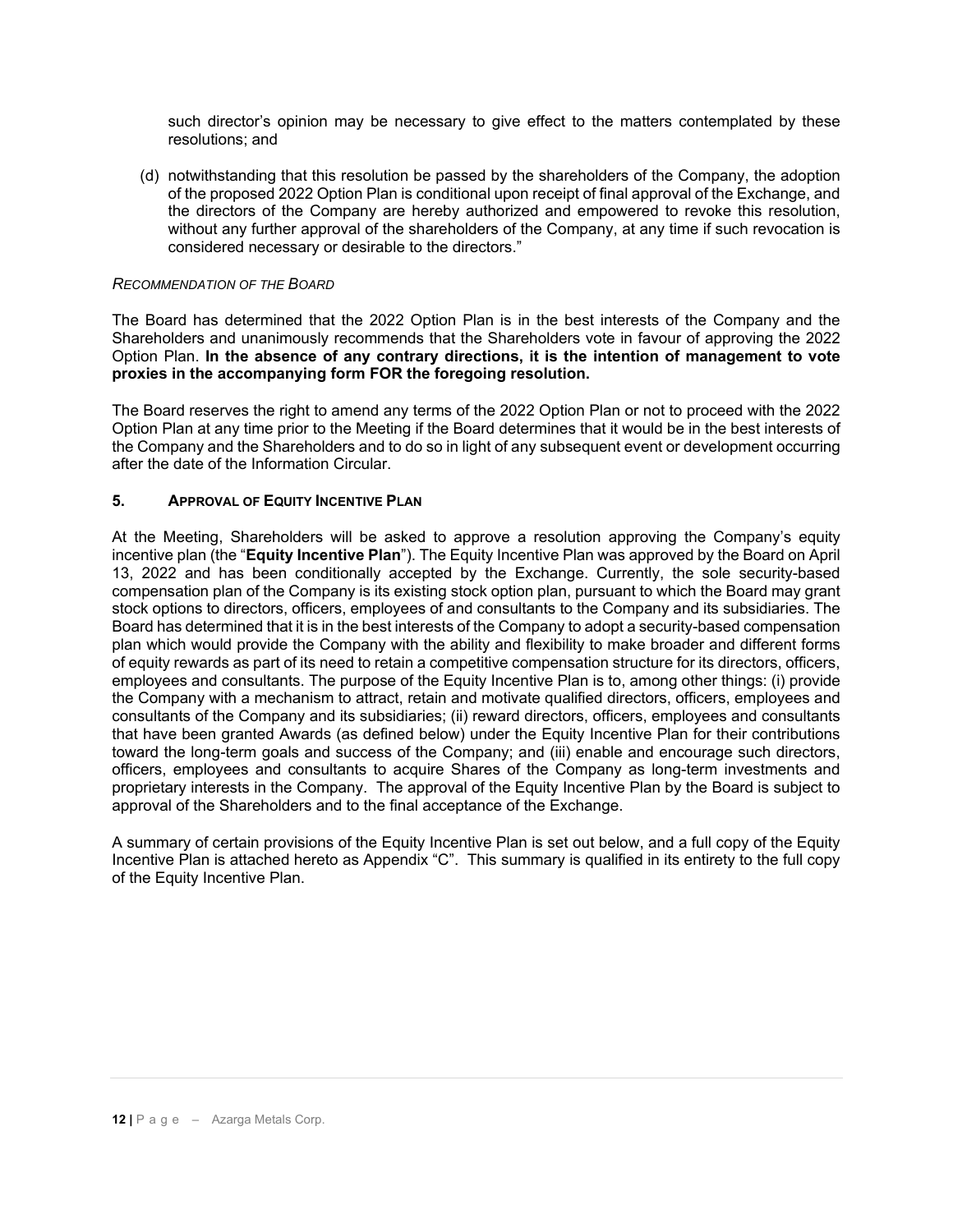such director's opinion may be necessary to give effect to the matters contemplated by these resolutions; and

(d) notwithstanding that this resolution be passed by the shareholders of the Company, the adoption of the proposed 2022 Option Plan is conditional upon receipt of final approval of the Exchange, and the directors of the Company are hereby authorized and empowered to revoke this resolution, without any further approval of the shareholders of the Company, at any time if such revocation is considered necessary or desirable to the directors."

*RECOMMENDATION OF THE BOARD*

The Board has determined that the 2022 Option Plan is in the best interests of the Company and the Shareholders and unanimously recommends that the Shareholders vote in favour of approving the 2022 Option Plan. **In the absence of any contrary directions, it is the intention of management to vote proxies in the accompanying form FOR the foregoing resolution.**

The Board reserves the right to amend any terms of the 2022 Option Plan or not to proceed with the 2022 Option Plan at any time prior to the Meeting if the Board determines that it would be in the best interests of the Company and the Shareholders and to do so in light of any subsequent event or development occurring after the date of the Information Circular.

## 5. APPROVAL OF EQUITY INCENTIVE PLAN

At the Meeting, Shareholders will be asked to approve a resolution approving the Company's equity incentive plan (the "**Equity Incentive Plan**"). The Equity Incentive Plan was approved by the Board on April 13, 2022 and has been conditionally accepted by the Exchange. Currently, the sole security-based compensation plan of the Company is its existing stock option plan, pursuant to which the Board may grant stock options to directors, officers, employees of and consultants to the Company and its subsidiaries. The Board has determined that it is in the best interests of the Company to adopt a security-based compensation plan which would provide the Company with the ability and flexibility to make broader and different forms of equity rewards as part of its need to retain a competitive compensation structure for its directors, officers, employees and consultants. The purpose of the Equity Incentive Plan is to, among other things: (i) provide the Company with a mechanism to attract, retain and motivate qualified directors, officers, employees and consultants of the Company and its subsidiaries; (ii) reward directors, officers, employees and consultants that have been granted Awards (as defined below) under the Equity Incentive Plan for their contributions toward the long-term goals and success of the Company; and (iii) enable and encourage such directors, officers, employees and consultants to acquire Shares of the Company as long-term investments and proprietary interests in the Company. The approval of the Equity Incentive Plan by the Board is subject to approval of the Shareholders and to the final acceptance of the Exchange.

A summary of certain provisions of the Equity Incentive Plan is set out below, and a full copy of the Equity Incentive Plan is attached hereto as Appendix "C". This summary is qualified in its entirety to the full copy of the Equity Incentive Plan.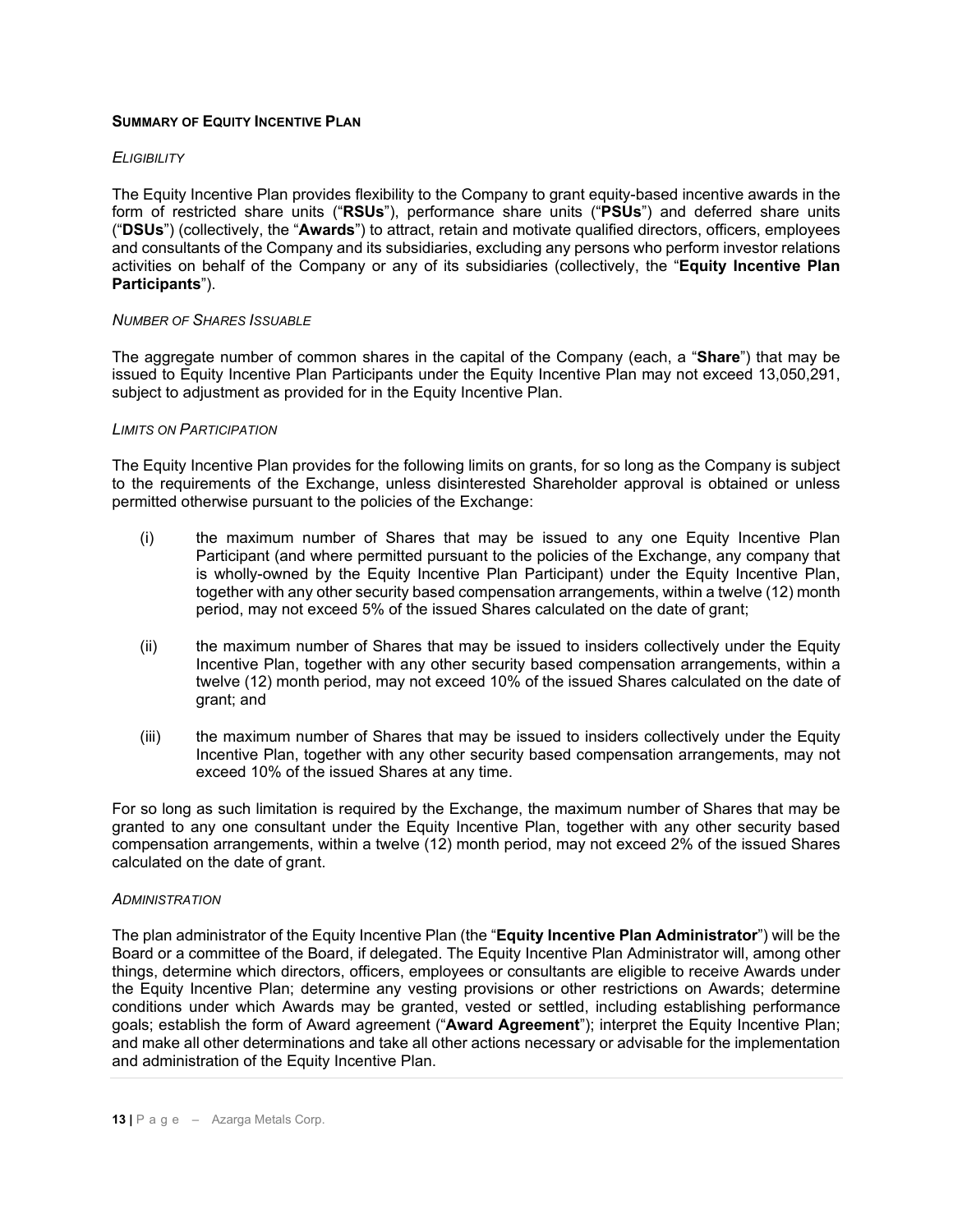## **SUMMARY OF EQUITY INCENTIVE PLAN**

### *ELIGIBILITY*

The Equity Incentive Plan provides flexibility to the Company to grant equity-based incentive awards in the form of restricted share units ("**RSUs**"), performance share units ("**PSUs**") and deferred share units ("**DSUs**") (collectively, the "**Awards**") to attract, retain and motivate qualified directors, officers, employees and consultants of the Company and its subsidiaries, excluding any persons who perform investor relations activities on behalf of the Company or any of its subsidiaries (collectively, the "**Equity Incentive Plan Participants**").

### *NUMBER OF SHARES ISSUABLE*

The aggregate number of common shares in the capital of the Company (each, a "**Share**") that may be issued to Equity Incentive Plan Participants under the Equity Incentive Plan may not exceed 13,050,291, subject to adjustment as provided for in the Equity Incentive Plan.

### *LIMITS ON PARTICIPATION*

The Equity Incentive Plan provides for the following limits on grants, for so long as the Company is subject to the requirements of the Exchange, unless disinterested Shareholder approval is obtained or unless permitted otherwise pursuant to the policies of the Exchange:

(i) the maximum number of Shares that may be issued to any one Equity Incentive Plan Participant (and where permitted pursuant to the policies of the Exchange, any company that is wholly-owned by the Equity Incentive Plan Participant) under the Equity Incentive Plan, together with any other security based compensation arrangements, within a twelve (12) month period, may not exceed 5% of the issued Shares calculated on the date of grant;

(ii) the maximum number of Shares that may be issued to insiders collectively under the Equity Incentive Plan, together with any other security based compensation arrangements, within a twelve (12) month period, may not exceed 10% of the issued Shares calculated on the date of grant; and

(iii) the maximum number of Shares that may be issued to insiders collectively under the Equity Incentive Plan, together with any other security based compensation arrangements, may not exceed 10% of the issued Shares at any time.

For so long as such limitation is required by the Exchange, the maximum number of Shares that may be granted to any one consultant under the Equity Incentive Plan, together with any other security based compensation arrangements, within a twelve (12) month period, may not exceed 2% of the issued Shares calculated on the date of grant.

### *ADMINISTRATION*

The plan administrator of the Equity Incentive Plan (the "**Equity Incentive Plan Administrator**") will be the Board or a committee of the Board, if delegated. The Equity Incentive Plan Administrator will, among other things, determine which directors, officers, employees or consultants are eligible to receive Awards under the Equity Incentive Plan; determine any vesting provisions or other restrictions on Awards; determine conditions under which Awards may be granted, vested or settled, including establishing performance goals; establish the form of Award agreement ("**Award Agreement**"); interpret the Equity Incentive Plan; and make all other determinations and take all other actions necessary or advisable for the implementation and administration of the Equity Incentive Plan.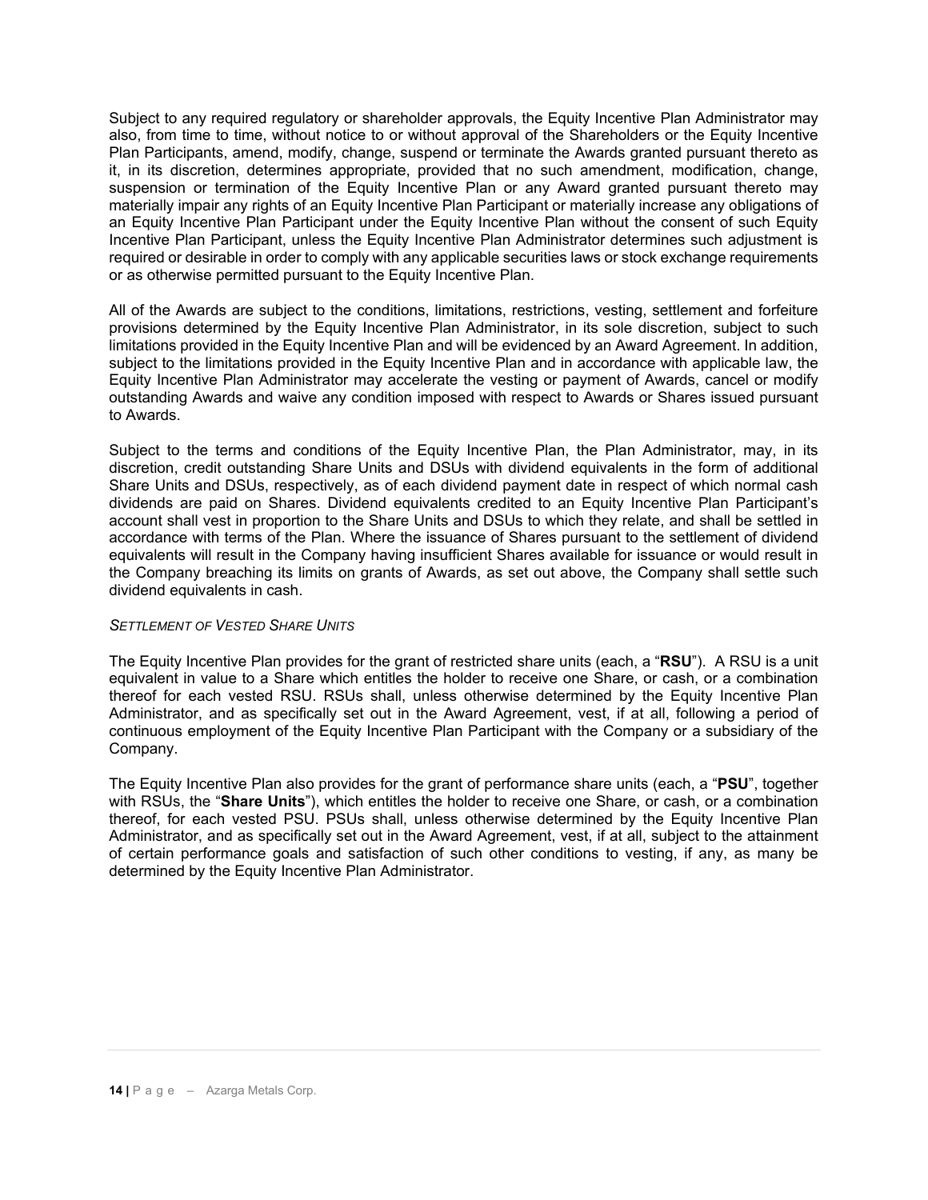Subject to any required regulatory or shareholder approvals, the Equity Incentive Plan Administrator may also, from time to time, without notice to or without approval of the Shareholders or the Equity Incentive Plan Participants, amend, modify, change, suspend or terminate the Awards granted pursuant thereto as it, in its discretion, determines appropriate, provided that no such amendment, modification, change, suspension or termination of the Equity Incentive Plan or any Award granted pursuant thereto may materially impair any rights of an Equity Incentive Plan Participant or materially increase any obligations of an Equity Incentive Plan Participant under the Equity Incentive Plan without the consent of such Equity Incentive Plan Participant, unless the Equity Incentive Plan Administrator determines such adjustment is required or desirable in order to comply with any applicable securities laws or stock exchange requirements or as otherwise permitted pursuant to the Equity Incentive Plan.

All of the Awards are subject to the conditions, limitations, restrictions, vesting, settlement and forfeiture provisions determined by the Equity Incentive Plan Administrator, in its sole discretion, subject to such limitations provided in the Equity Incentive Plan and will be evidenced by an Award Agreement. In addition, subject to the limitations provided in the Equity Incentive Plan and in accordance with applicable law, the Equity Incentive Plan Administrator may accelerate the vesting or payment of Awards, cancel or modify outstanding Awards and waive any condition imposed with respect to Awards or Shares issued pursuant to Awards.

Subject to the terms and conditions of the Equity Incentive Plan, the Plan Administrator, may, in its discretion, credit outstanding Share Units and DSUs with dividend equivalents in the form of additional Share Units and DSUs, respectively, as of each dividend payment date in respect of which normal cash dividends are paid on Shares. Dividend equivalents credited to an Equity Incentive Plan Participant's account shall vest in proportion to the Share Units and DSUs to which they relate, and shall be settled in accordance with terms of the Plan. Where the issuance of Shares pursuant to the settlement of dividend equivalents will result in the Company having insufficient Shares available for issuance or would result in the Company breaching its limits on grants of Awards, as set out above, the Company shall settle such dividend equivalents in cash.

*SETTLEMENT OF VESTED SHARE UNITS*

The Equity Incentive Plan provides for the grant of restricted share units (each, a "**RSU**"). A RSU is a unit equivalent in value to a Share which entitles the holder to receive one Share, or cash, or a combination thereof for each vested RSU. RSUs shall, unless otherwise determined by the Equity Incentive Plan Administrator, and as specifically set out in the Award Agreement, vest, if at all, following a period of continuous employment of the Equity Incentive Plan Participant with the Company or a subsidiary of the Company.

The Equity Incentive Plan also provides for the grant of performance share units (each, a "**PSU**", together with RSUs, the "**Share Units**"), which entitles the holder to receive one Share, or cash, or a combination thereof, for each vested PSU. PSUs shall, unless otherwise determined by the Equity Incentive Plan Administrator, and as specifically set out in the Award Agreement, vest, if at all, subject to the attainment of certain performance goals and satisfaction of such other conditions to vesting, if any, as many be determined by the Equity Incentive Plan Administrator.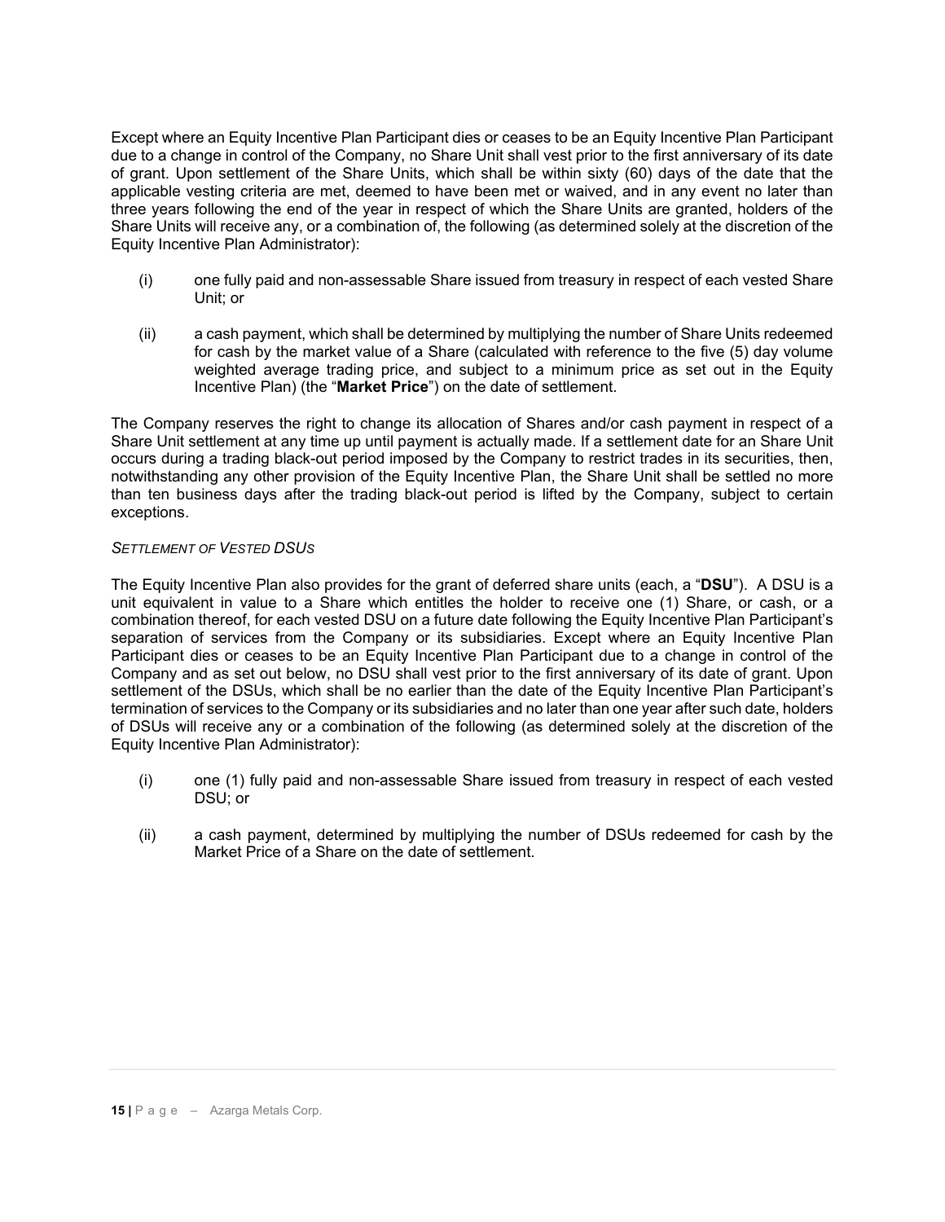Except where an Equity Incentive Plan Participant dies or ceases to be an Equity Incentive Plan Participant due to a change in control of the Company, no Share Unit shall vest prior to the first anniversary of its date of grant. Upon settlement of the Share Units, which shall be within sixty (60) days of the date that the applicable vesting criteria are met, deemed to have been met or waived, and in any event no later than three years following the end of the year in respect of which the Share Units are granted, holders of the Share Units will receive any, or a combination of, the following (as determined solely at the discretion of the Equity Incentive Plan Administrator):

(i) one fully paid and non-assessable Share issued from treasury in respect of each vested Share Unit; or

(ii) a cash payment, which shall be determined by multiplying the number of Share Units redeemed for cash by the market value of a Share (calculated with reference to the five (5) day volume weighted average trading price, and subject to a minimum price as set out in the Equity Incentive Plan) (the "**Market Price**") on the date of settlement.

The Company reserves the right to change its allocation of Shares and/or cash payment in respect of a Share Unit settlement at any time up until payment is actually made. If a settlement date for an Share Unit occurs during a trading black-out period imposed by the Company to restrict trades in its securities, then, notwithstanding any other provision of the Equity Incentive Plan, the Share Unit shall be settled no more than ten business days after the trading black-out period is lifted by the Company, subject to certain exceptions.

*SETTLEMENT OF VESTED DSUS*

The Equity Incentive Plan also provides for the grant of deferred share units (each, a "**DSU**"). A DSU is a unit equivalent in value to a Share which entitles the holder to receive one (1) Share, or cash, or a combination thereof, for each vested DSU on a future date following the Equity Incentive Plan Participant's separation of services from the Company or its subsidiaries. Except where an Equity Incentive Plan Participant dies or ceases to be an Equity Incentive Plan Participant due to a change in control of the Company and as set out below, no DSU shall vest prior to the first anniversary of its date of grant. Upon settlement of the DSUs, which shall be no earlier than the date of the Equity Incentive Plan Participant's termination of services to the Company or its subsidiaries and no later than one year after such date, holders of DSUs will receive any or a combination of the following (as determined solely at the discretion of the Equity Incentive Plan Administrator):

(i) one (1) fully paid and non-assessable Share issued from treasury in respect of each vested DSU; or

(ii) a cash payment, determined by multiplying the number of DSUs redeemed for cash by the Market Price of a Share on the date of settlement.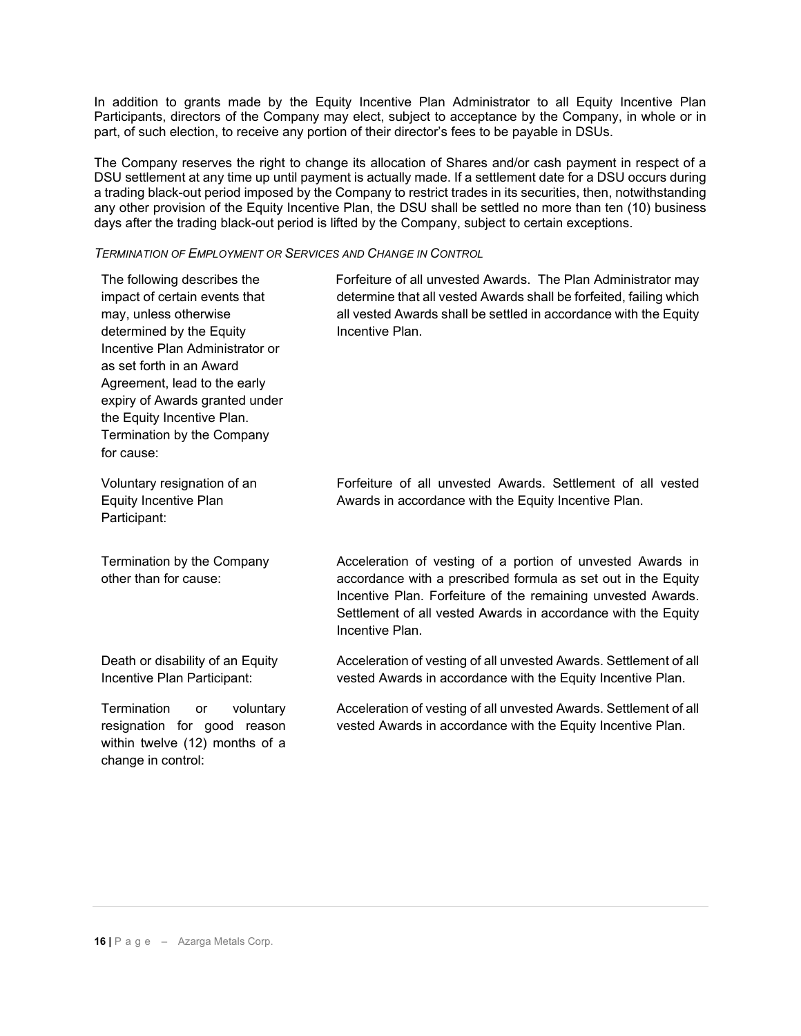In addition to grants made by the Equity Incentive Plan Administrator to all Equity Incentive Plan Participants, directors of the Company may elect, subject to acceptance by the Company, in whole or in part, of such election, to receive any portion of their director's fees to be payable in DSUs.

The Company reserves the right to change its allocation of Shares and/or cash payment in respect of a DSU settlement at any time up until payment is actually made. If a settlement date for a DSU occurs during a trading black-out period imposed by the Company to restrict trades in its securities, then, notwithstanding any other provision of the Equity Incentive Plan, the DSU shall be settled no more than ten (10) business days after the trading black-out period is lifted by the Company, subject to certain exceptions.

*TERMINATION OF EMPLOYMENT OR SERVICES AND CHANGE IN CONTROL*

| | |
|---|---|
| The following describes the impact of certain events that may, unless otherwise determined by the Equity Incentive Plan Administrator or as set forth in an Award Agreement, lead to the early expiry of Awards granted under the Equity Incentive Plan. Termination by the Company for cause: | Forfeiture of all unvested Awards. The Plan Administrator may determine that all vested Awards shall be forfeited, failing which all vested Awards shall be settled in accordance with the Equity Incentive Plan. |
| Voluntary resignation of an Equity Incentive Plan Participant: | Forfeiture of all unvested Awards. Settlement of all vested Awards in accordance with the Equity Incentive Plan. |
| Termination by the Company other than for cause: | Acceleration of vesting of a portion of unvested Awards in accordance with a prescribed formula as set out in the Equity Incentive Plan. Forfeiture of the remaining unvested Awards. Settlement of all vested Awards in accordance with the Equity Incentive Plan. |
| Death or disability of an Equity Incentive Plan Participant: | Acceleration of vesting of all unvested Awards. Settlement of all vested Awards in accordance with the Equity Incentive Plan. |
| Termination or voluntary resignation for good reason within twelve (12) months of a change in control: | Acceleration of vesting of all unvested Awards. Settlement of all vested Awards in accordance with the Equity Incentive Plan. |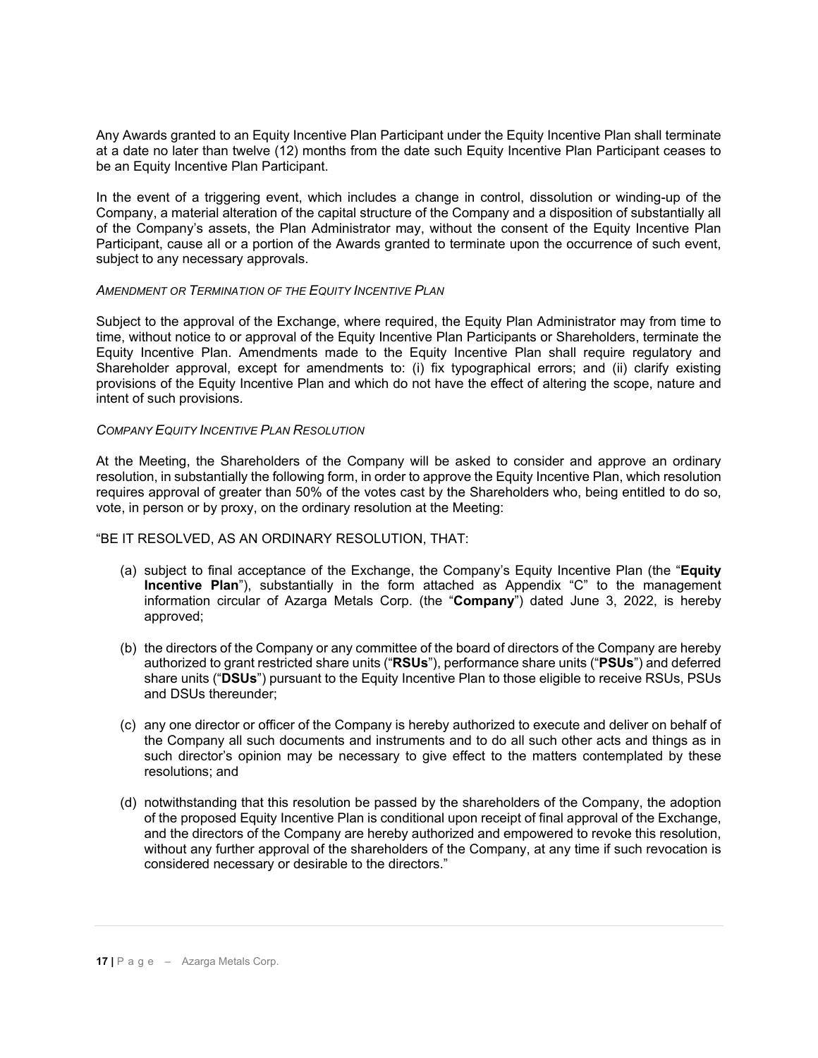Any Awards granted to an Equity Incentive Plan Participant under the Equity Incentive Plan shall terminate at a date no later than twelve (12) months from the date such Equity Incentive Plan Participant ceases to be an Equity Incentive Plan Participant.

In the event of a triggering event, which includes a change in control, dissolution or winding-up of the Company, a material alteration of the capital structure of the Company and a disposition of substantially all of the Company's assets, the Plan Administrator may, without the consent of the Equity Incentive Plan Participant, cause all or a portion of the Awards granted to terminate upon the occurrence of such event, subject to any necessary approvals.

*AMENDMENT OR TERMINATION OF THE EQUITY INCENTIVE PLAN*

Subject to the approval of the Exchange, where required, the Equity Plan Administrator may from time to time, without notice to or approval of the Equity Incentive Plan Participants or Shareholders, terminate the Equity Incentive Plan. Amendments made to the Equity Incentive Plan shall require regulatory and Shareholder approval, except for amendments to: (i) fix typographical errors; and (ii) clarify existing provisions of the Equity Incentive Plan and which do not have the effect of altering the scope, nature and intent of such provisions.

*COMPANY EQUITY INCENTIVE PLAN RESOLUTION*

At the Meeting, the Shareholders of the Company will be asked to consider and approve an ordinary resolution, in substantially the following form, in order to approve the Equity Incentive Plan, which resolution requires approval of greater than 50% of the votes cast by the Shareholders who, being entitled to do so, vote, in person or by proxy, on the ordinary resolution at the Meeting:

"BE IT RESOLVED, AS AN ORDINARY RESOLUTION, THAT:

(a) subject to final acceptance of the Exchange, the Company's Equity Incentive Plan (the "**Equity Incentive Plan**"), substantially in the form attached as Appendix "C" to the management information circular of Azarga Metals Corp. (the "**Company**") dated June 3, 2022, is hereby approved;

(b) the directors of the Company or any committee of the board of directors of the Company are hereby authorized to grant restricted share units ("**RSUs**"), performance share units ("**PSUs**") and deferred share units ("**DSUs**") pursuant to the Equity Incentive Plan to those eligible to receive RSUs, PSUs and DSUs thereunder;

(c) any one director or officer of the Company is hereby authorized to execute and deliver on behalf of the Company all such documents and instruments and to do all such other acts and things as in such director's opinion may be necessary to give effect to the matters contemplated by these resolutions; and

(d) notwithstanding that this resolution be passed by the shareholders of the Company, the adoption of the proposed Equity Incentive Plan is conditional upon receipt of final approval of the Exchange, and the directors of the Company are hereby authorized and empowered to revoke this resolution, without any further approval of the shareholders of the Company, at any time if such revocation is considered necessary or desirable to the directors."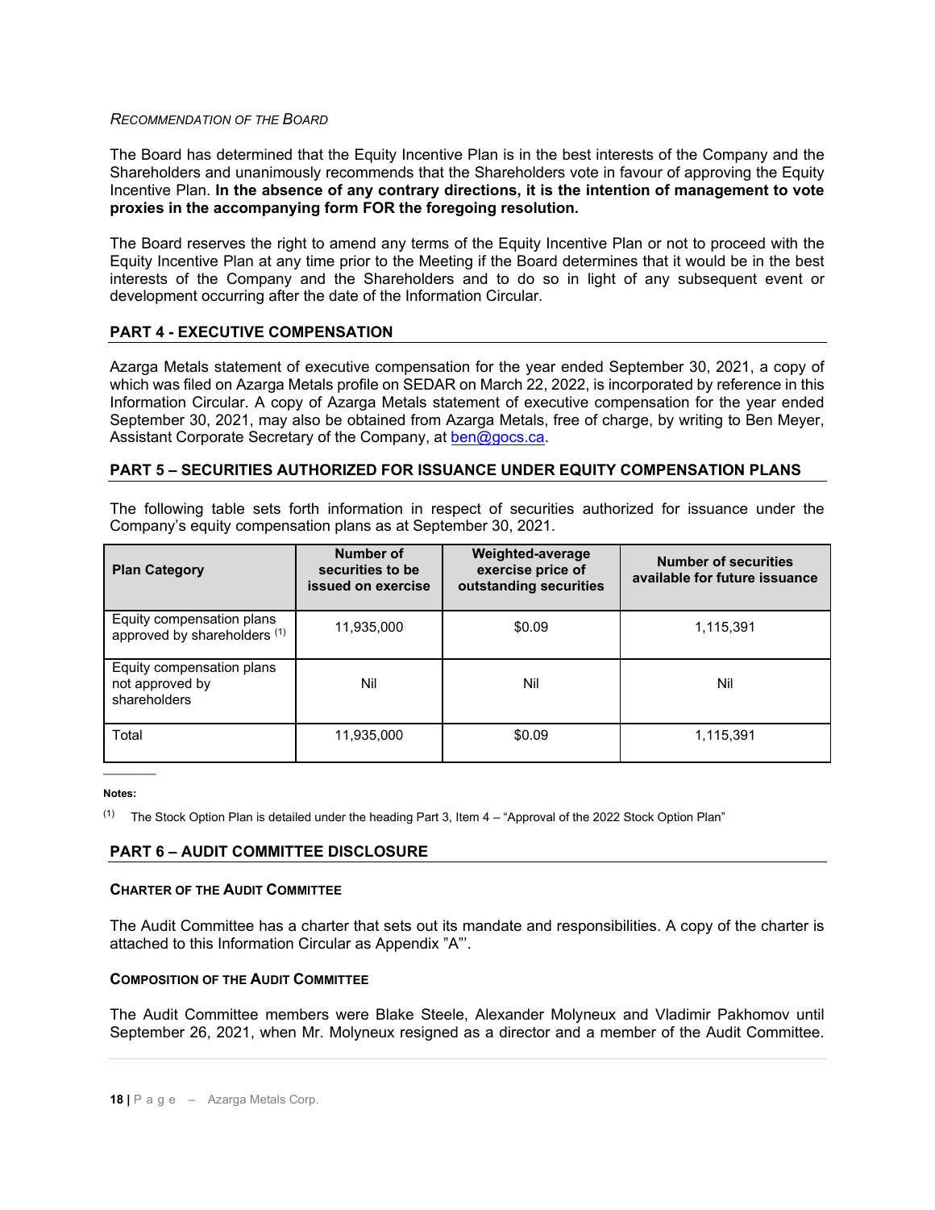*RECOMMENDATION OF THE BOARD*

The Board has determined that the Equity Incentive Plan is in the best interests of the Company and the Shareholders and unanimously recommends that the Shareholders vote in favour of approving the Equity Incentive Plan. **In the absence of any contrary directions, it is the intention of management to vote proxies in the accompanying form FOR the foregoing resolution.**

The Board reserves the right to amend any terms of the Equity Incentive Plan or not to proceed with the Equity Incentive Plan at any time prior to the Meeting if the Board determines that it would be in the best interests of the Company and the Shareholders and to do so in light of any subsequent event or development occurring after the date of the Information Circular.

## PART 4 - EXECUTIVE COMPENSATION

Azarga Metals statement of executive compensation for the year ended September 30, 2021, a copy of which was filed on Azarga Metals profile on SEDAR on March 22, 2022, is incorporated by reference in this Information Circular. A copy of Azarga Metals statement of executive compensation for the year ended September 30, 2021, may also be obtained from Azarga Metals, free of charge, by writing to Ben Meyer, Assistant Corporate Secretary of the Company, at ben@gocs.ca.

## PART 5 – SECURITIES AUTHORIZED FOR ISSUANCE UNDER EQUITY COMPENSATION PLANS

The following table sets forth information in respect of securities authorized for issuance under the Company's equity compensation plans as at September 30, 2021.

| Plan Category | Number of securities to be issued on exercise | Weighted-average exercise price of outstanding securities | Number of securities available for future issuance |
|---|---|---|---|
| Equity compensation plans approved by shareholders [(1)] | 11,935,000 | \$0.09 | 1,115,391 |
| Equity compensation plans not approved by shareholders | Nil | Nil | Nil |
| Total | 11,935,000 | \$0.09 | 1,115,391 |

**Notes:**

(1) The Stock Option Plan is detailed under the heading Part 3, Item 4 – "Approval of the 2022 Stock Option Plan"

## PART 6 – AUDIT COMMITTEE DISCLOSURE

### CHARTER OF THE AUDIT COMMITTEE

The Audit Committee has a charter that sets out its mandate and responsibilities. A copy of the charter is attached to this Information Circular as Appendix "A"'.

### COMPOSITION OF THE AUDIT COMMITTEE

The Audit Committee members were Blake Steele, Alexander Molyneux and Vladimir Pakhomov until September 26, 2021, when Mr. Molyneux resigned as a director and a member of the Audit Committee.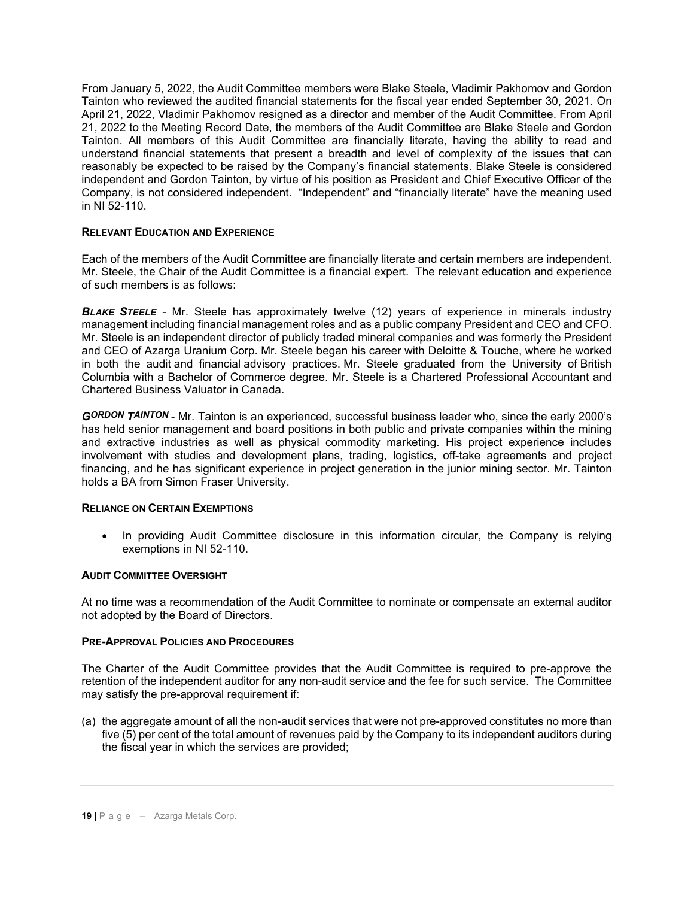From January 5, 2022, the Audit Committee members were Blake Steele, Vladimir Pakhomov and Gordon Tainton who reviewed the audited financial statements for the fiscal year ended September 30, 2021. On April 21, 2022, Vladimir Pakhomov resigned as a director and member of the Audit Committee. From April 21, 2022 to the Meeting Record Date, the members of the Audit Committee are Blake Steele and Gordon Tainton. All members of this Audit Committee are financially literate, having the ability to read and understand financial statements that present a breadth and level of complexity of the issues that can reasonably be expected to be raised by the Company's financial statements. Blake Steele is considered independent and Gordon Tainton, by virtue of his position as President and Chief Executive Officer of the Company, is not considered independent. "Independent" and "financially literate" have the meaning used in NI 52-110.

**RELEVANT EDUCATION AND EXPERIENCE**

Each of the members of the Audit Committee are financially literate and certain members are independent. Mr. Steele, the Chair of the Audit Committee is a financial expert. The relevant education and experience of such members is as follows:

***BLAKE STEELE*** - Mr. Steele has approximately twelve (12) years of experience in minerals industry management including financial management roles and as a public company President and CEO and CFO. Mr. Steele is an independent director of publicly traded mineral companies and was formerly the President and CEO of Azarga Uranium Corp. Mr. Steele began his career with Deloitte & Touche, where he worked in both the audit and financial advisory practices. Mr. Steele graduated from the University of British Columbia with a Bachelor of Commerce degree. Mr. Steele is a Chartered Professional Accountant and Chartered Business Valuator in Canada.

***GORDON TAINTON*** - Mr. Tainton is an experienced, successful business leader who, since the early 2000's has held senior management and board positions in both public and private companies within the mining and extractive industries as well as physical commodity marketing. His project experience includes involvement with studies and development plans, trading, logistics, off-take agreements and project financing, and he has significant experience in project generation in the junior mining sector. Mr. Tainton holds a BA from Simon Fraser University.

**RELIANCE ON CERTAIN EXEMPTIONS**

- In providing Audit Committee disclosure in this information circular, the Company is relying exemptions in NI 52-110.

**AUDIT COMMITTEE OVERSIGHT**

At no time was a recommendation of the Audit Committee to nominate or compensate an external auditor not adopted by the Board of Directors.

**PRE-APPROVAL POLICIES AND PROCEDURES**

The Charter of the Audit Committee provides that the Audit Committee is required to pre-approve the retention of the independent auditor for any non-audit service and the fee for such service. The Committee may satisfy the pre-approval requirement if:

(a) the aggregate amount of all the non-audit services that were not pre-approved constitutes no more than five (5) per cent of the total amount of revenues paid by the Company to its independent auditors during the fiscal year in which the services are provided;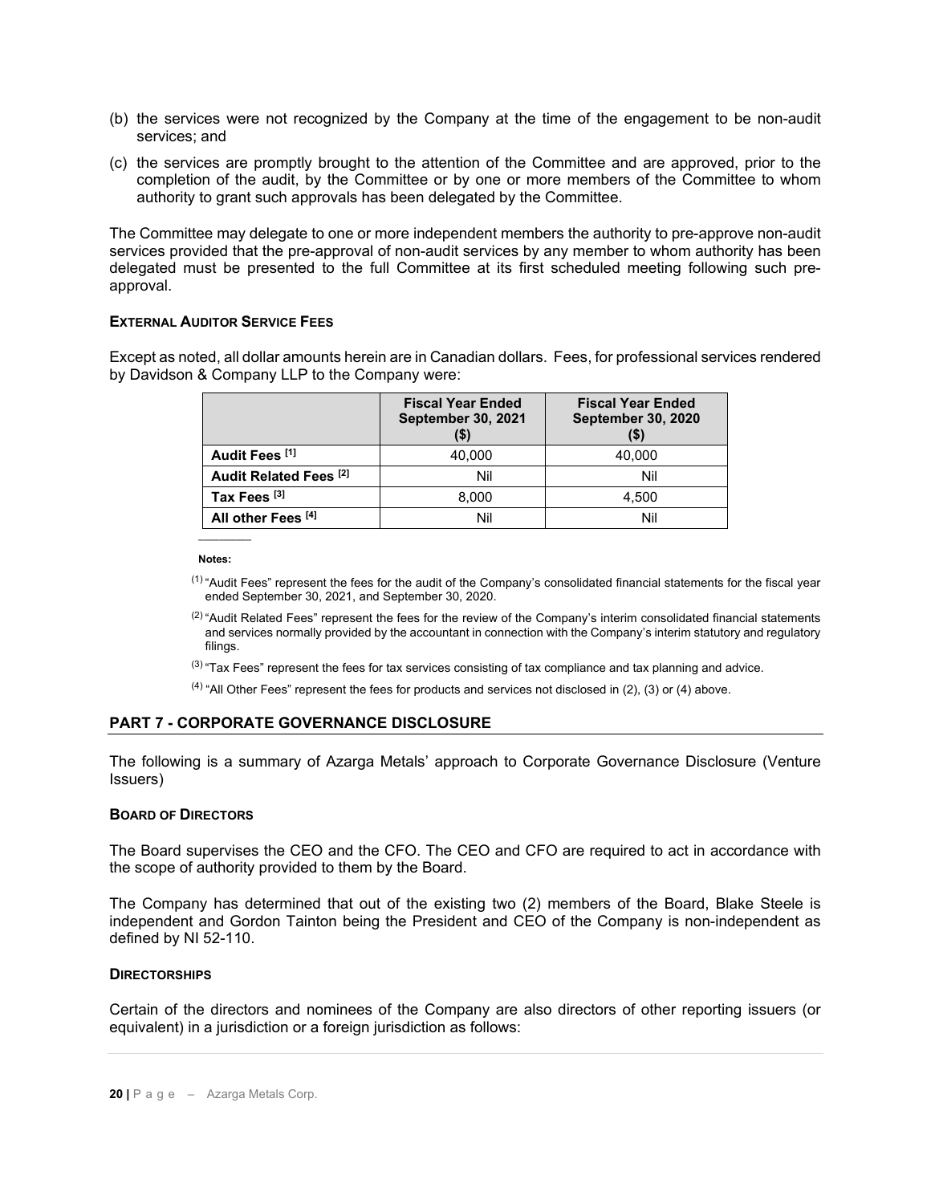(b) the services were not recognized by the Company at the time of the engagement to be non-audit services; and

(c) the services are promptly brought to the attention of the Committee and are approved, prior to the completion of the audit, by the Committee or by one or more members of the Committee to whom authority to grant such approvals has been delegated by the Committee.

The Committee may delegate to one or more independent members the authority to pre-approve non-audit services provided that the pre-approval of non-audit services by any member to whom authority has been delegated must be presented to the full Committee at its first scheduled meeting following such pre-approval.

**EXTERNAL AUDITOR SERVICE FEES**

Except as noted, all dollar amounts herein are in Canadian dollars. Fees, for professional services rendered by Davidson & Company LLP to the Company were:

| | Fiscal Year Ended September 30, 2021 ($) | Fiscal Year Ended September 30, 2020 ($) |
|---|---|---|
| **Audit Fees [1]** | 40,000 | 40,000 |
| **Audit Related Fees [2]** | Nil | Nil |
| **Tax Fees [3]** | 8,000 | 4,500 |
| **All other Fees [4]** | Nil | Nil |

**Notes:**

(1) "Audit Fees" represent the fees for the audit of the Company's consolidated financial statements for the fiscal year ended September 30, 2021, and September 30, 2020.

(2) "Audit Related Fees" represent the fees for the review of the Company's interim consolidated financial statements and services normally provided by the accountant in connection with the Company's interim statutory and regulatory filings.

(3) "Tax Fees" represent the fees for tax services consisting of tax compliance and tax planning and advice.

(4) "All Other Fees" represent the fees for products and services not disclosed in (2), (3) or (4) above.

## PART 7 - CORPORATE GOVERNANCE DISCLOSURE

The following is a summary of Azarga Metals' approach to Corporate Governance Disclosure (Venture Issuers)

**BOARD OF DIRECTORS**

The Board supervises the CEO and the CFO. The CEO and CFO are required to act in accordance with the scope of authority provided to them by the Board.

The Company has determined that out of the existing two (2) members of the Board, Blake Steele is independent and Gordon Tainton being the President and CEO of the Company is non-independent as defined by NI 52-110.

**DIRECTORSHIPS**

Certain of the directors and nominees of the Company are also directors of other reporting issuers (or equivalent) in a jurisdiction or a foreign jurisdiction as follows: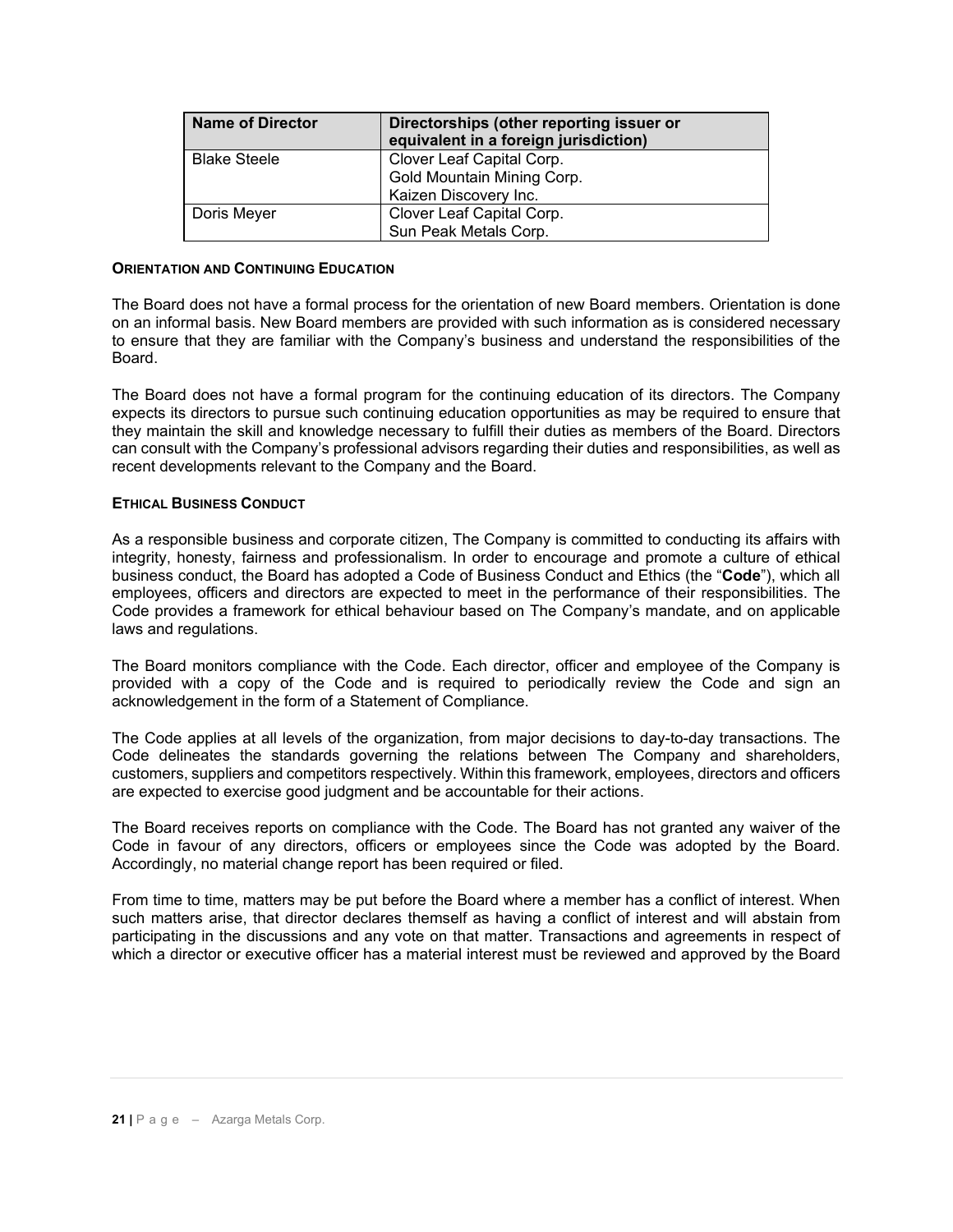| Name of Director | Directorships (other reporting issuer or equivalent in a foreign jurisdiction) |
|---|---|
| Blake Steele | Clover Leaf Capital Corp.<br>Gold Mountain Mining Corp.<br>Kaizen Discovery Inc. |
| Doris Meyer | Clover Leaf Capital Corp.<br>Sun Peak Metals Corp. |

### ORIENTATION AND CONTINUING EDUCATION

The Board does not have a formal process for the orientation of new Board members. Orientation is done on an informal basis. New Board members are provided with such information as is considered necessary to ensure that they are familiar with the Company's business and understand the responsibilities of the Board.

The Board does not have a formal program for the continuing education of its directors. The Company expects its directors to pursue such continuing education opportunities as may be required to ensure that they maintain the skill and knowledge necessary to fulfill their duties as members of the Board. Directors can consult with the Company's professional advisors regarding their duties and responsibilities, as well as recent developments relevant to the Company and the Board.

### ETHICAL BUSINESS CONDUCT

As a responsible business and corporate citizen, The Company is committed to conducting its affairs with integrity, honesty, fairness and professionalism. In order to encourage and promote a culture of ethical business conduct, the Board has adopted a Code of Business Conduct and Ethics (the "**Code**"), which all employees, officers and directors are expected to meet in the performance of their responsibilities. The Code provides a framework for ethical behaviour based on The Company's mandate, and on applicable laws and regulations.

The Board monitors compliance with the Code. Each director, officer and employee of the Company is provided with a copy of the Code and is required to periodically review the Code and sign an acknowledgement in the form of a Statement of Compliance.

The Code applies at all levels of the organization, from major decisions to day-to-day transactions. The Code delineates the standards governing the relations between The Company and shareholders, customers, suppliers and competitors respectively. Within this framework, employees, directors and officers are expected to exercise good judgment and be accountable for their actions.

The Board receives reports on compliance with the Code. The Board has not granted any waiver of the Code in favour of any directors, officers or employees since the Code was adopted by the Board. Accordingly, no material change report has been required or filed.

From time to time, matters may be put before the Board where a member has a conflict of interest. When such matters arise, that director declares themself as having a conflict of interest and will abstain from participating in the discussions and any vote on that matter. Transactions and agreements in respect of which a director or executive officer has a material interest must be reviewed and approved by the Board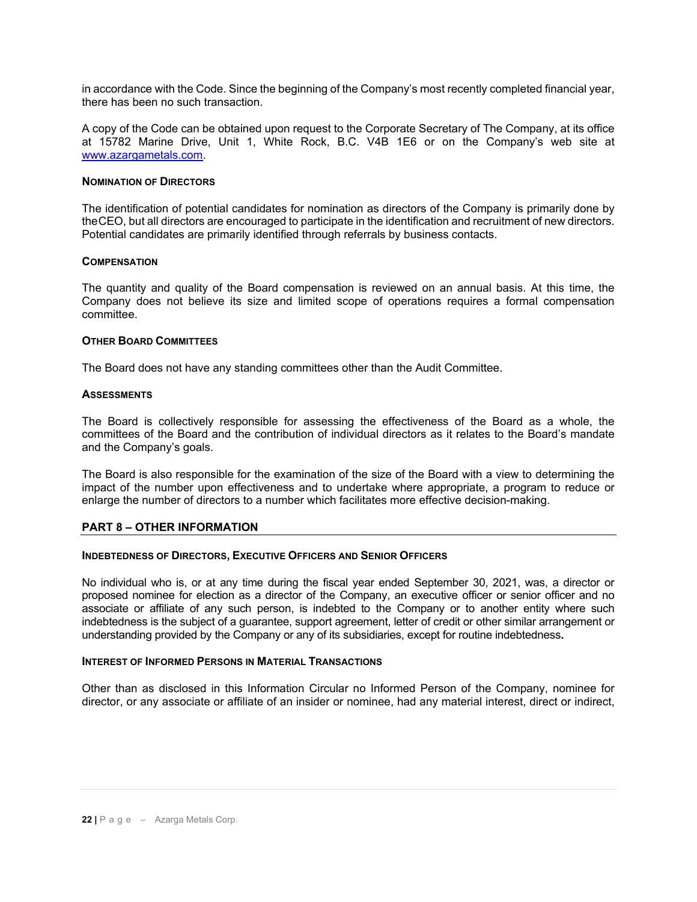in accordance with the Code. Since the beginning of the Company's most recently completed financial year, there has been no such transaction.

A copy of the Code can be obtained upon request to the Corporate Secretary of The Company, at its office at 15782 Marine Drive, Unit 1, White Rock, B.C. V4B 1E6 or on the Company's web site at [www.azargametals.com](http://www.azargametals.com).

### NOMINATION OF DIRECTORS

The identification of potential candidates for nomination as directors of the Company is primarily done by theCEO, but all directors are encouraged to participate in the identification and recruitment of new directors. Potential candidates are primarily identified through referrals by business contacts.

### COMPENSATION

The quantity and quality of the Board compensation is reviewed on an annual basis. At this time, the Company does not believe its size and limited scope of operations requires a formal compensation committee.

### OTHER BOARD COMMITTEES

The Board does not have any standing committees other than the Audit Committee.

### ASSESSMENTS

The Board is collectively responsible for assessing the effectiveness of the Board as a whole, the committees of the Board and the contribution of individual directors as it relates to the Board's mandate and the Company's goals.

The Board is also responsible for the examination of the size of the Board with a view to determining the impact of the number upon effectiveness and to undertake where appropriate, a program to reduce or enlarge the number of directors to a number which facilitates more effective decision-making.

## PART 8 – OTHER INFORMATION

### INDEBTEDNESS OF DIRECTORS, EXECUTIVE OFFICERS AND SENIOR OFFICERS

No individual who is, or at any time during the fiscal year ended September 30, 2021, was, a director or proposed nominee for election as a director of the Company, an executive officer or senior officer and no associate or affiliate of any such person, is indebted to the Company or to another entity where such indebtedness is the subject of a guarantee, support agreement, letter of credit or other similar arrangement or understanding provided by the Company or any of its subsidiaries, except for routine indebtedness**.**

### INTEREST OF INFORMED PERSONS IN MATERIAL TRANSACTIONS

Other than as disclosed in this Information Circular no Informed Person of the Company, nominee for director, or any associate or affiliate of an insider or nominee, had any material interest, direct or indirect,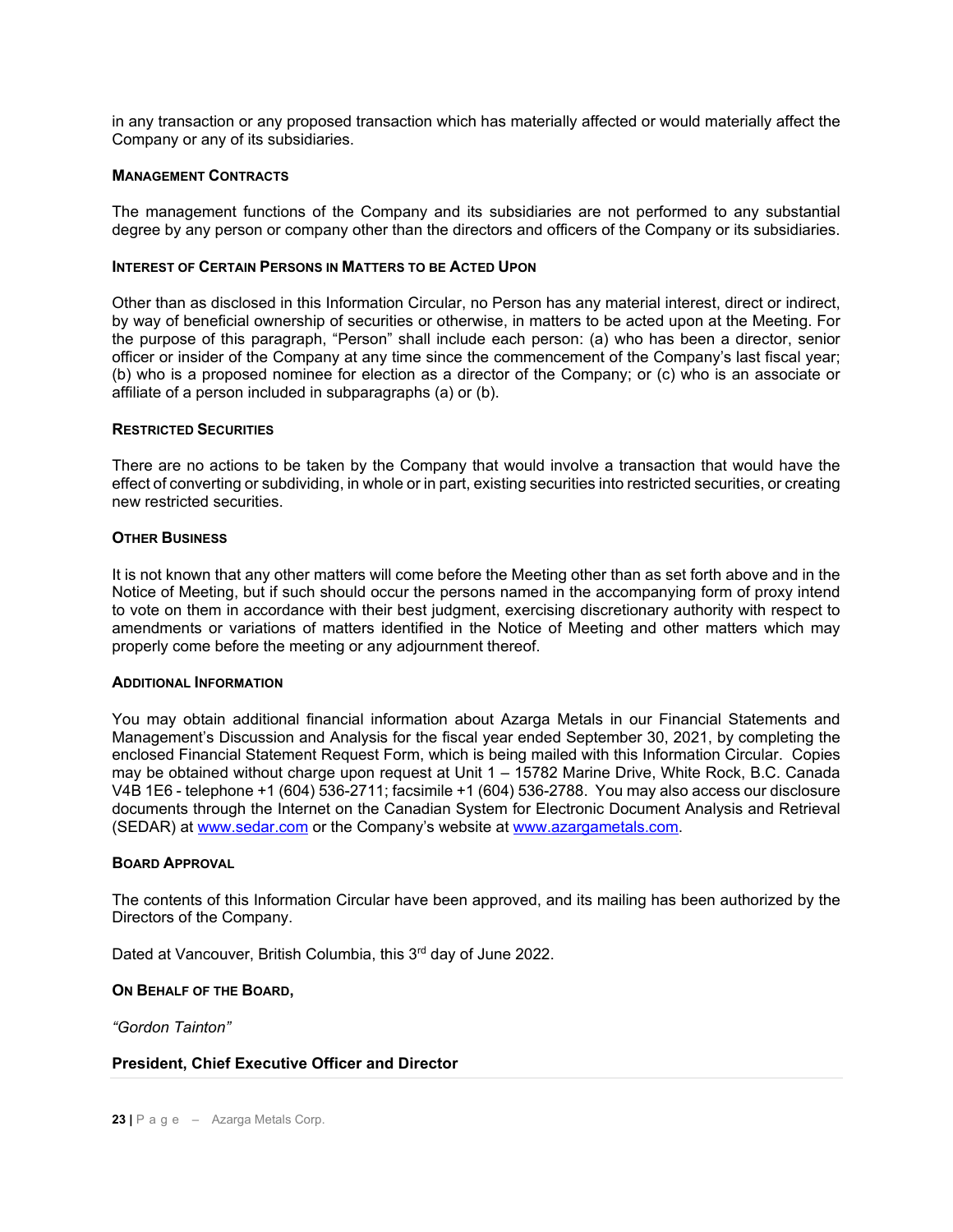in any transaction or any proposed transaction which has materially affected or would materially affect the Company or any of its subsidiaries.

### MANAGEMENT CONTRACTS

The management functions of the Company and its subsidiaries are not performed to any substantial degree by any person or company other than the directors and officers of the Company or its subsidiaries.

### INTEREST OF CERTAIN PERSONS IN MATTERS TO BE ACTED UPON

Other than as disclosed in this Information Circular, no Person has any material interest, direct or indirect, by way of beneficial ownership of securities or otherwise, in matters to be acted upon at the Meeting. For the purpose of this paragraph, "Person" shall include each person: (a) who has been a director, senior officer or insider of the Company at any time since the commencement of the Company's last fiscal year; (b) who is a proposed nominee for election as a director of the Company; or (c) who is an associate or affiliate of a person included in subparagraphs (a) or (b).

### RESTRICTED SECURITIES

There are no actions to be taken by the Company that would involve a transaction that would have the effect of converting or subdividing, in whole or in part, existing securities into restricted securities, or creating new restricted securities.

### OTHER BUSINESS

It is not known that any other matters will come before the Meeting other than as set forth above and in the Notice of Meeting, but if such should occur the persons named in the accompanying form of proxy intend to vote on them in accordance with their best judgment, exercising discretionary authority with respect to amendments or variations of matters identified in the Notice of Meeting and other matters which may properly come before the meeting or any adjournment thereof.

### ADDITIONAL INFORMATION

You may obtain additional financial information about Azarga Metals in our Financial Statements and Management's Discussion and Analysis for the fiscal year ended September 30, 2021, by completing the enclosed Financial Statement Request Form, which is being mailed with this Information Circular. Copies may be obtained without charge upon request at Unit 1 – 15782 Marine Drive, White Rock, B.C. Canada V4B 1E6 - telephone +1 (604) 536-2711; facsimile +1 (604) 536-2788. You may also access our disclosure documents through the Internet on the Canadian System for Electronic Document Analysis and Retrieval (SEDAR) at www.sedar.com or the Company's website at www.azargametals.com.

### BOARD APPROVAL

The contents of this Information Circular have been approved, and its mailing has been authorized by the Directors of the Company.

Dated at Vancouver, British Columbia, this 3rd day of June 2022.

**ON BEHALF OF THE BOARD,**

*"Gordon Tainton"*

**President, Chief Executive Officer and Director**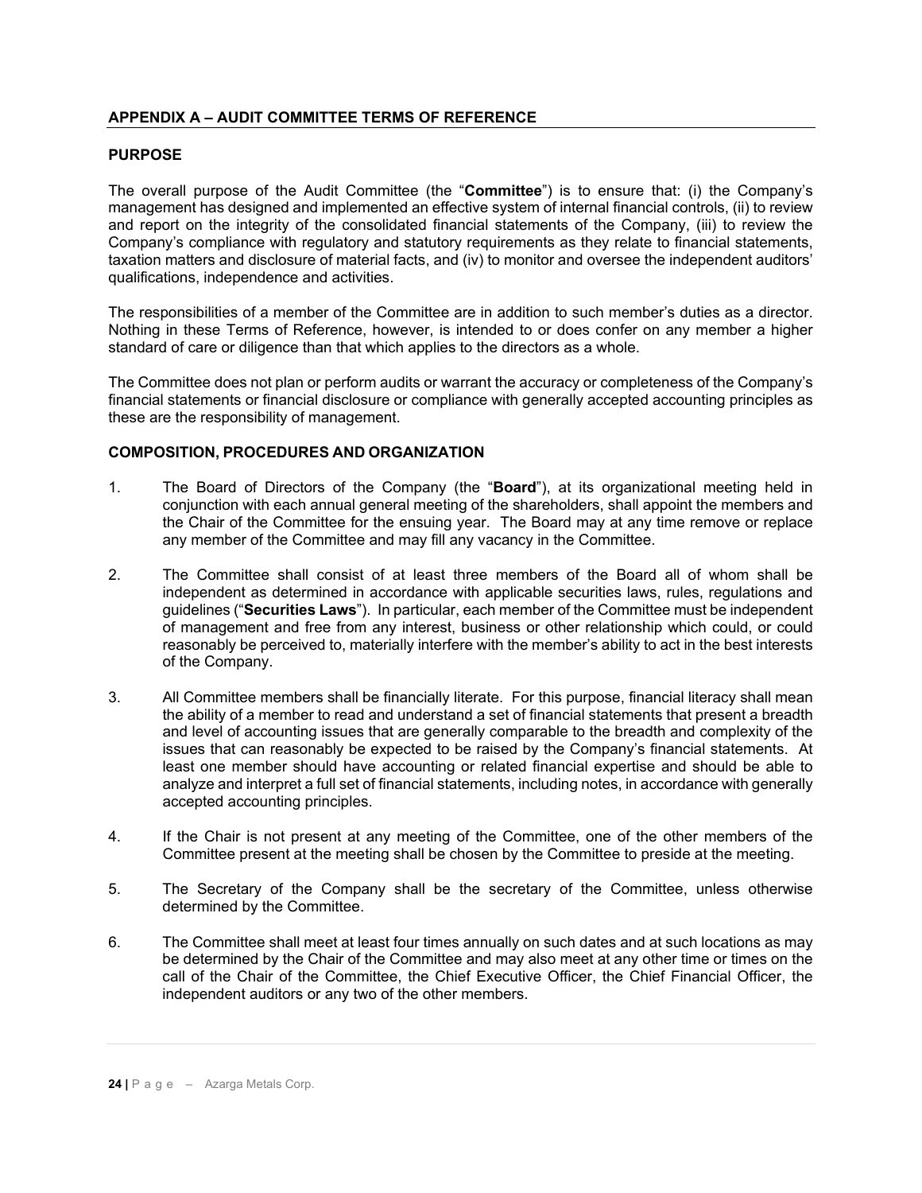## APPENDIX A – AUDIT COMMITTEE TERMS OF REFERENCE

### PURPOSE

The overall purpose of the Audit Committee (the "**Committee**") is to ensure that: (i) the Company's management has designed and implemented an effective system of internal financial controls, (ii) to review and report on the integrity of the consolidated financial statements of the Company, (iii) to review the Company's compliance with regulatory and statutory requirements as they relate to financial statements, taxation matters and disclosure of material facts, and (iv) to monitor and oversee the independent auditors' qualifications, independence and activities.

The responsibilities of a member of the Committee are in addition to such member's duties as a director. Nothing in these Terms of Reference, however, is intended to or does confer on any member a higher standard of care or diligence than that which applies to the directors as a whole.

The Committee does not plan or perform audits or warrant the accuracy or completeness of the Company's financial statements or financial disclosure or compliance with generally accepted accounting principles as these are the responsibility of management.

### COMPOSITION, PROCEDURES AND ORGANIZATION

1. The Board of Directors of the Company (the "**Board**"), at its organizational meeting held in conjunction with each annual general meeting of the shareholders, shall appoint the members and the Chair of the Committee for the ensuing year. The Board may at any time remove or replace any member of the Committee and may fill any vacancy in the Committee.

2. The Committee shall consist of at least three members of the Board all of whom shall be independent as determined in accordance with applicable securities laws, rules, regulations and guidelines ("**Securities Laws**"). In particular, each member of the Committee must be independent of management and free from any interest, business or other relationship which could, or could reasonably be perceived to, materially interfere with the member's ability to act in the best interests of the Company.

3. All Committee members shall be financially literate. For this purpose, financial literacy shall mean the ability of a member to read and understand a set of financial statements that present a breadth and level of accounting issues that are generally comparable to the breadth and complexity of the issues that can reasonably be expected to be raised by the Company's financial statements. At least one member should have accounting or related financial expertise and should be able to analyze and interpret a full set of financial statements, including notes, in accordance with generally accepted accounting principles.

4. If the Chair is not present at any meeting of the Committee, one of the other members of the Committee present at the meeting shall be chosen by the Committee to preside at the meeting.

5. The Secretary of the Company shall be the secretary of the Committee, unless otherwise determined by the Committee.

6. The Committee shall meet at least four times annually on such dates and at such locations as may be determined by the Chair of the Committee and may also meet at any other time or times on the call of the Chair of the Committee, the Chief Executive Officer, the Chief Financial Officer, the independent auditors or any two of the other members.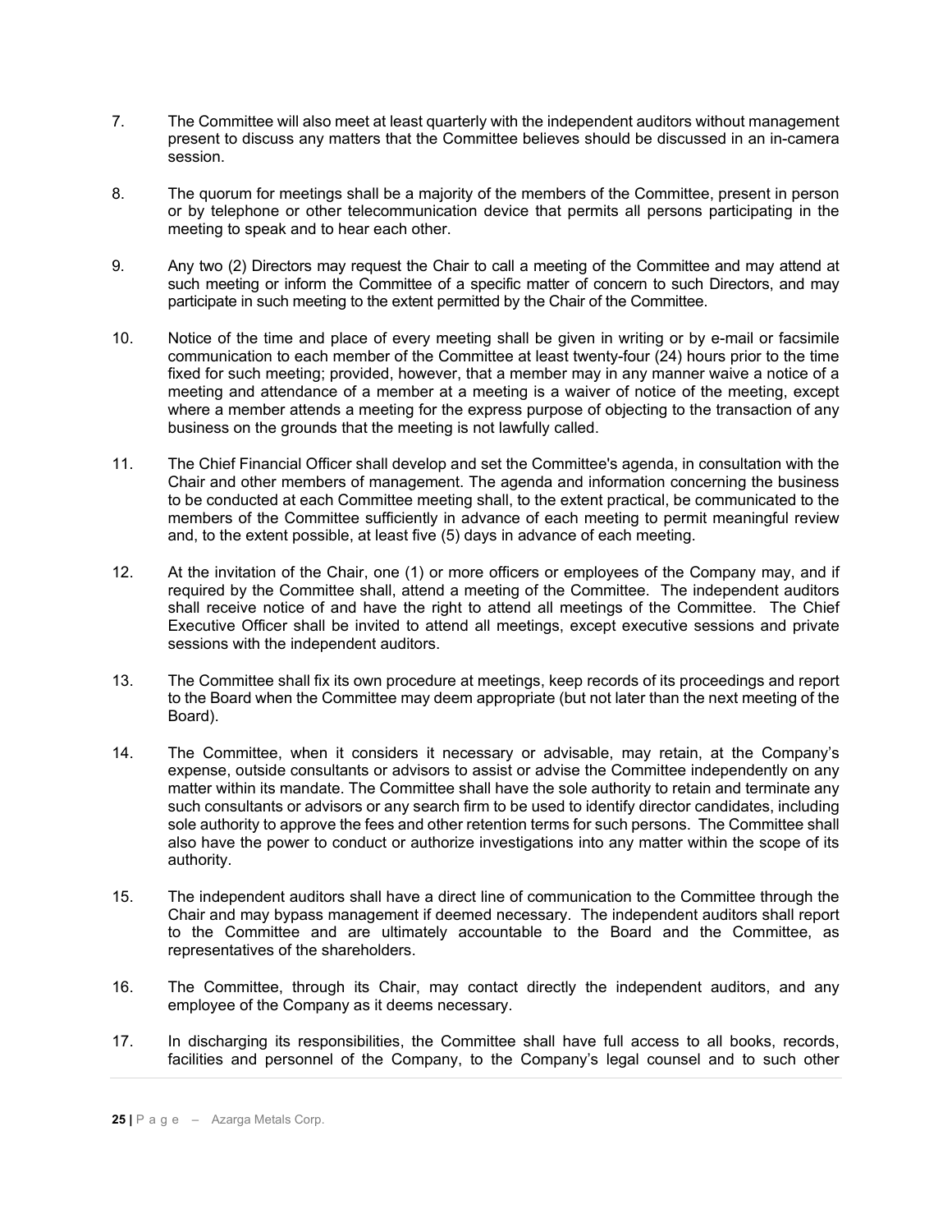7. The Committee will also meet at least quarterly with the independent auditors without management present to discuss any matters that the Committee believes should be discussed in an in-camera session.

8. The quorum for meetings shall be a majority of the members of the Committee, present in person or by telephone or other telecommunication device that permits all persons participating in the meeting to speak and to hear each other.

9. Any two (2) Directors may request the Chair to call a meeting of the Committee and may attend at such meeting or inform the Committee of a specific matter of concern to such Directors, and may participate in such meeting to the extent permitted by the Chair of the Committee.

10. Notice of the time and place of every meeting shall be given in writing or by e-mail or facsimile communication to each member of the Committee at least twenty-four (24) hours prior to the time fixed for such meeting; provided, however, that a member may in any manner waive a notice of a meeting and attendance of a member at a meeting is a waiver of notice of the meeting, except where a member attends a meeting for the express purpose of objecting to the transaction of any business on the grounds that the meeting is not lawfully called.

11. The Chief Financial Officer shall develop and set the Committee's agenda, in consultation with the Chair and other members of management. The agenda and information concerning the business to be conducted at each Committee meeting shall, to the extent practical, be communicated to the members of the Committee sufficiently in advance of each meeting to permit meaningful review and, to the extent possible, at least five (5) days in advance of each meeting.

12. At the invitation of the Chair, one (1) or more officers or employees of the Company may, and if required by the Committee shall, attend a meeting of the Committee. The independent auditors shall receive notice of and have the right to attend all meetings of the Committee. The Chief Executive Officer shall be invited to attend all meetings, except executive sessions and private sessions with the independent auditors.

13. The Committee shall fix its own procedure at meetings, keep records of its proceedings and report to the Board when the Committee may deem appropriate (but not later than the next meeting of the Board).

14. The Committee, when it considers it necessary or advisable, may retain, at the Company's expense, outside consultants or advisors to assist or advise the Committee independently on any matter within its mandate. The Committee shall have the sole authority to retain and terminate any such consultants or advisors or any search firm to be used to identify director candidates, including sole authority to approve the fees and other retention terms for such persons. The Committee shall also have the power to conduct or authorize investigations into any matter within the scope of its authority.

15. The independent auditors shall have a direct line of communication to the Committee through the Chair and may bypass management if deemed necessary. The independent auditors shall report to the Committee and are ultimately accountable to the Board and the Committee, as representatives of the shareholders.

16. The Committee, through its Chair, may contact directly the independent auditors, and any employee of the Company as it deems necessary.

17. In discharging its responsibilities, the Committee shall have full access to all books, records, facilities and personnel of the Company, to the Company's legal counsel and to such other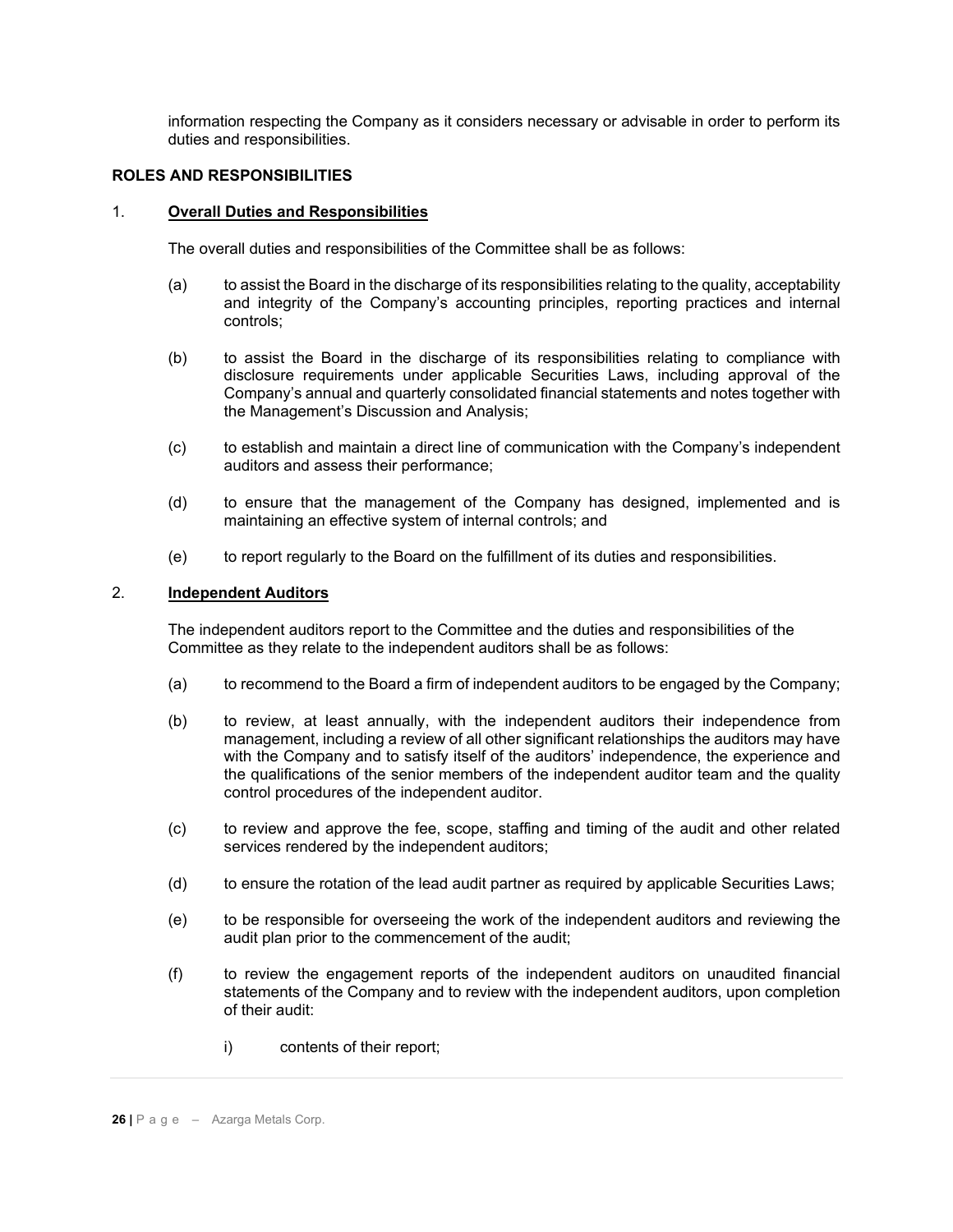information respecting the Company as it considers necessary or advisable in order to perform its duties and responsibilities.

**ROLES AND RESPONSIBILITIES**

1. **<u>Overall Duties and Responsibilities</u>**

The overall duties and responsibilities of the Committee shall be as follows:

(a) to assist the Board in the discharge of its responsibilities relating to the quality, acceptability and integrity of the Company's accounting principles, reporting practices and internal controls;

(b) to assist the Board in the discharge of its responsibilities relating to compliance with disclosure requirements under applicable Securities Laws, including approval of the Company's annual and quarterly consolidated financial statements and notes together with the Management's Discussion and Analysis;

(c) to establish and maintain a direct line of communication with the Company's independent auditors and assess their performance;

(d) to ensure that the management of the Company has designed, implemented and is maintaining an effective system of internal controls; and

(e) to report regularly to the Board on the fulfillment of its duties and responsibilities.

2. **<u>Independent Auditors</u>**

The independent auditors report to the Committee and the duties and responsibilities of the Committee as they relate to the independent auditors shall be as follows:

(a) to recommend to the Board a firm of independent auditors to be engaged by the Company;

(b) to review, at least annually, with the independent auditors their independence from management, including a review of all other significant relationships the auditors may have with the Company and to satisfy itself of the auditors' independence, the experience and the qualifications of the senior members of the independent auditor team and the quality control procedures of the independent auditor.

(c) to review and approve the fee, scope, staffing and timing of the audit and other related services rendered by the independent auditors;

(d) to ensure the rotation of the lead audit partner as required by applicable Securities Laws;

(e) to be responsible for overseeing the work of the independent auditors and reviewing the audit plan prior to the commencement of the audit;

(f) to review the engagement reports of the independent auditors on unaudited financial statements of the Company and to review with the independent auditors, upon completion of their audit:

i) contents of their report;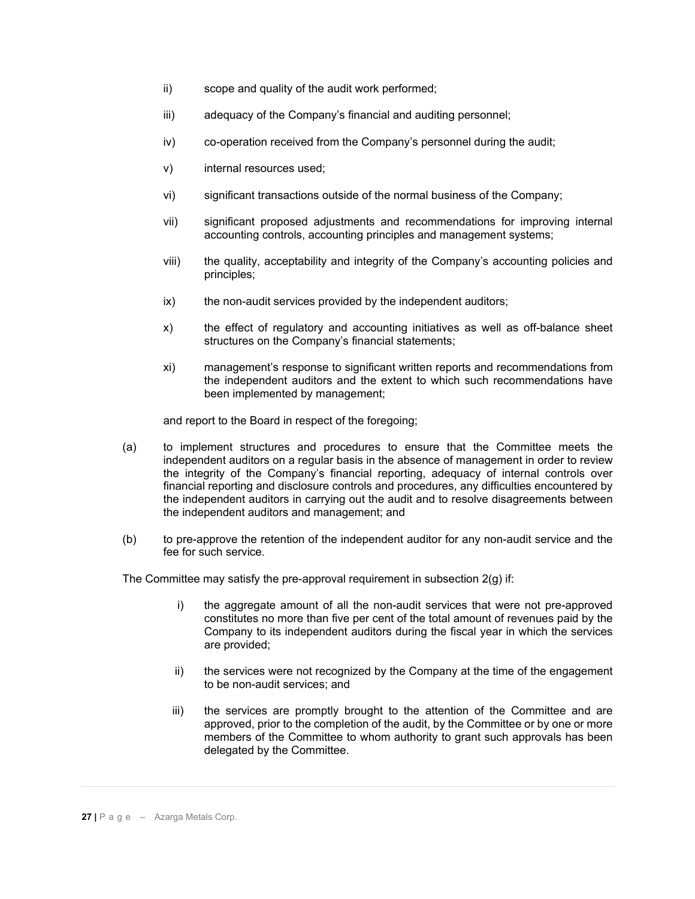ii) scope and quality of the audit work performed;

iii) adequacy of the Company's financial and auditing personnel;

iv) co-operation received from the Company's personnel during the audit;

v) internal resources used;

vi) significant transactions outside of the normal business of the Company;

vii) significant proposed adjustments and recommendations for improving internal accounting controls, accounting principles and management systems;

viii) the quality, acceptability and integrity of the Company's accounting policies and principles;

ix) the non-audit services provided by the independent auditors;

x) the effect of regulatory and accounting initiatives as well as off-balance sheet structures on the Company's financial statements;

xi) management's response to significant written reports and recommendations from the independent auditors and the extent to which such recommendations have been implemented by management;

and report to the Board in respect of the foregoing;

(a) to implement structures and procedures to ensure that the Committee meets the independent auditors on a regular basis in the absence of management in order to review the integrity of the Company's financial reporting, adequacy of internal controls over financial reporting and disclosure controls and procedures, any difficulties encountered by the independent auditors in carrying out the audit and to resolve disagreements between the independent auditors and management; and

(b) to pre-approve the retention of the independent auditor for any non-audit service and the fee for such service.

The Committee may satisfy the pre-approval requirement in subsection 2(g) if:

i) the aggregate amount of all the non-audit services that were not pre-approved constitutes no more than five per cent of the total amount of revenues paid by the Company to its independent auditors during the fiscal year in which the services are provided;

ii) the services were not recognized by the Company at the time of the engagement to be non-audit services; and

iii) the services are promptly brought to the attention of the Committee and are approved, prior to the completion of the audit, by the Committee or by one or more members of the Committee to whom authority to grant such approvals has been delegated by the Committee.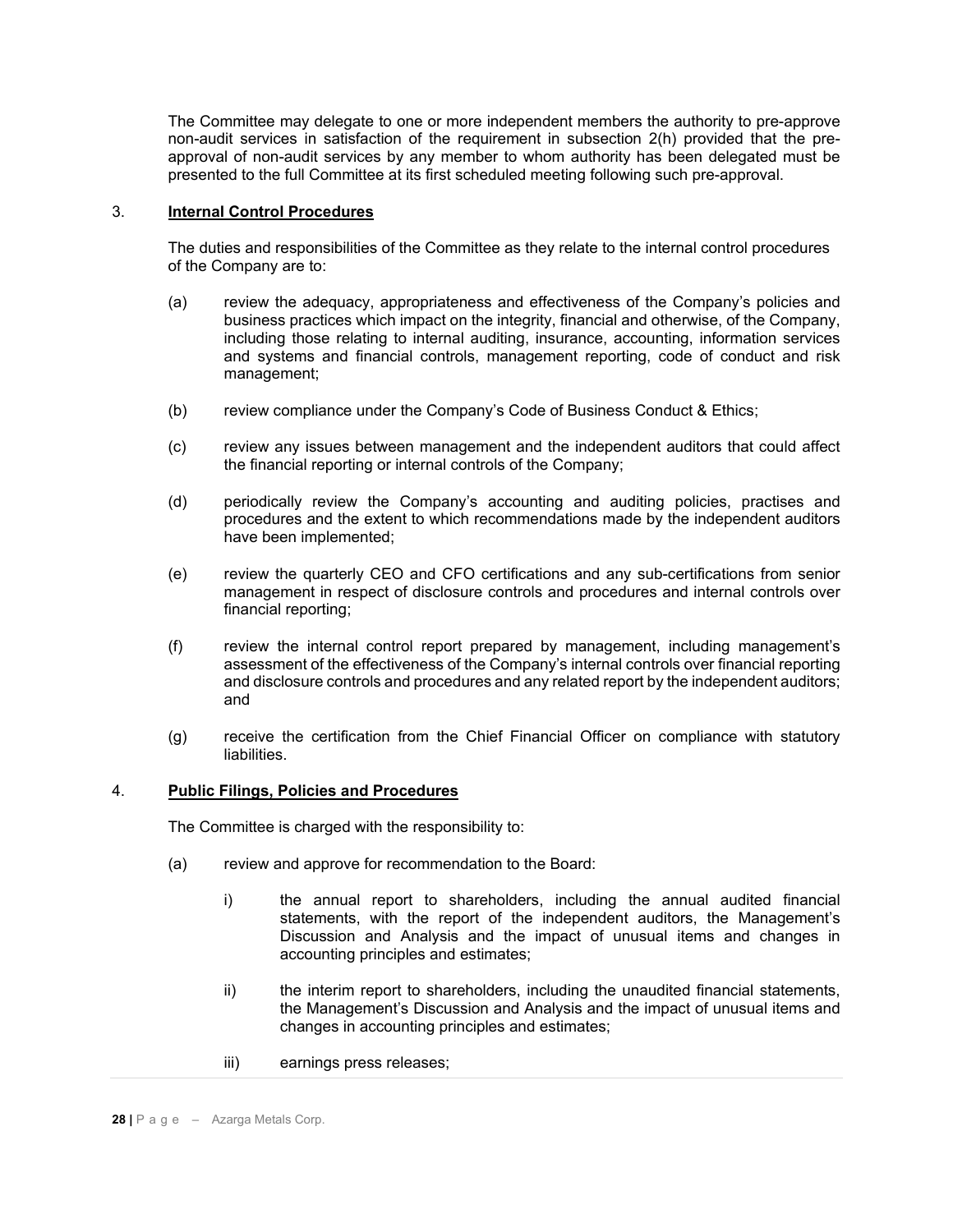The Committee may delegate to one or more independent members the authority to pre-approve non-audit services in satisfaction of the requirement in subsection 2(h) provided that the pre-approval of non-audit services by any member to whom authority has been delegated must be presented to the full Committee at its first scheduled meeting following such pre-approval.

3. **Internal Control Procedures**

The duties and responsibilities of the Committee as they relate to the internal control procedures of the Company are to:

(a) review the adequacy, appropriateness and effectiveness of the Company's policies and business practices which impact on the integrity, financial and otherwise, of the Company, including those relating to internal auditing, insurance, accounting, information services and systems and financial controls, management reporting, code of conduct and risk management;

(b) review compliance under the Company's Code of Business Conduct & Ethics;

(c) review any issues between management and the independent auditors that could affect the financial reporting or internal controls of the Company;

(d) periodically review the Company's accounting and auditing policies, practises and procedures and the extent to which recommendations made by the independent auditors have been implemented;

(e) review the quarterly CEO and CFO certifications and any sub-certifications from senior management in respect of disclosure controls and procedures and internal controls over financial reporting;

(f) review the internal control report prepared by management, including management's assessment of the effectiveness of the Company's internal controls over financial reporting and disclosure controls and procedures and any related report by the independent auditors; and

(g) receive the certification from the Chief Financial Officer on compliance with statutory liabilities.

4. **Public Filings, Policies and Procedures**

The Committee is charged with the responsibility to:

(a) review and approve for recommendation to the Board:

i) the annual report to shareholders, including the annual audited financial statements, with the report of the independent auditors, the Management's Discussion and Analysis and the impact of unusual items and changes in accounting principles and estimates;

ii) the interim report to shareholders, including the unaudited financial statements, the Management's Discussion and Analysis and the impact of unusual items and changes in accounting principles and estimates;

iii) earnings press releases;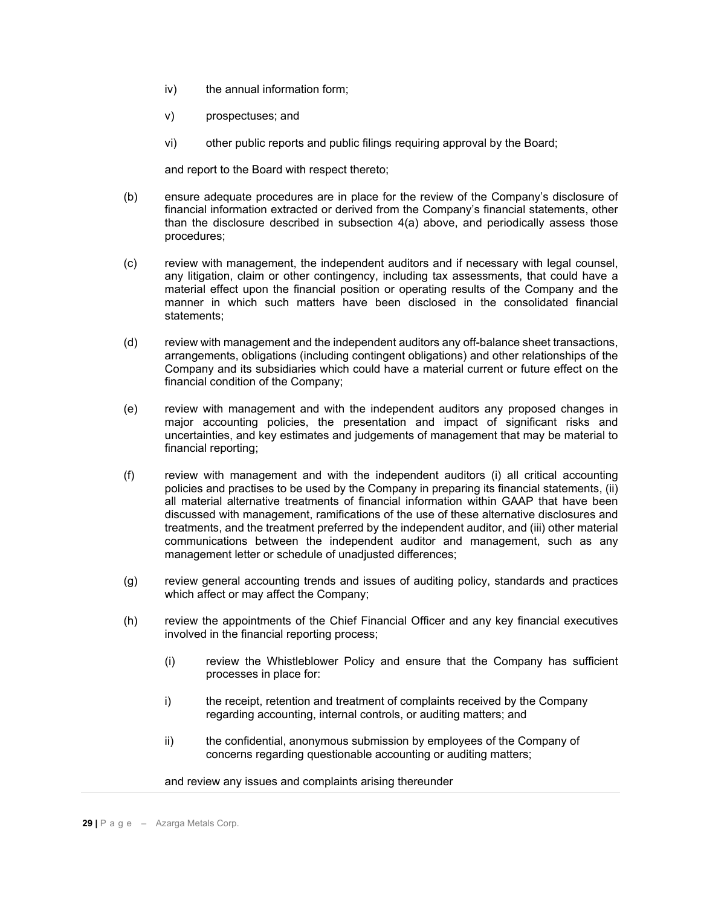iv) the annual information form;

v) prospectuses; and

vi) other public reports and public filings requiring approval by the Board;

and report to the Board with respect thereto;

(b) ensure adequate procedures are in place for the review of the Company's disclosure of financial information extracted or derived from the Company's financial statements, other than the disclosure described in subsection 4(a) above, and periodically assess those procedures;

(c) review with management, the independent auditors and if necessary with legal counsel, any litigation, claim or other contingency, including tax assessments, that could have a material effect upon the financial position or operating results of the Company and the manner in which such matters have been disclosed in the consolidated financial statements;

(d) review with management and the independent auditors any off-balance sheet transactions, arrangements, obligations (including contingent obligations) and other relationships of the Company and its subsidiaries which could have a material current or future effect on the financial condition of the Company;

(e) review with management and with the independent auditors any proposed changes in major accounting policies, the presentation and impact of significant risks and uncertainties, and key estimates and judgements of management that may be material to financial reporting;

(f) review with management and with the independent auditors (i) all critical accounting policies and practises to be used by the Company in preparing its financial statements, (ii) all material alternative treatments of financial information within GAAP that have been discussed with management, ramifications of the use of these alternative disclosures and treatments, and the treatment preferred by the independent auditor, and (iii) other material communications between the independent auditor and management, such as any management letter or schedule of unadjusted differences;

(g) review general accounting trends and issues of auditing policy, standards and practices which affect or may affect the Company;

(h) review the appointments of the Chief Financial Officer and any key financial executives involved in the financial reporting process;

(i) review the Whistleblower Policy and ensure that the Company has sufficient processes in place for:

i) the receipt, retention and treatment of complaints received by the Company regarding accounting, internal controls, or auditing matters; and

ii) the confidential, anonymous submission by employees of the Company of concerns regarding questionable accounting or auditing matters;

and review any issues and complaints arising thereunder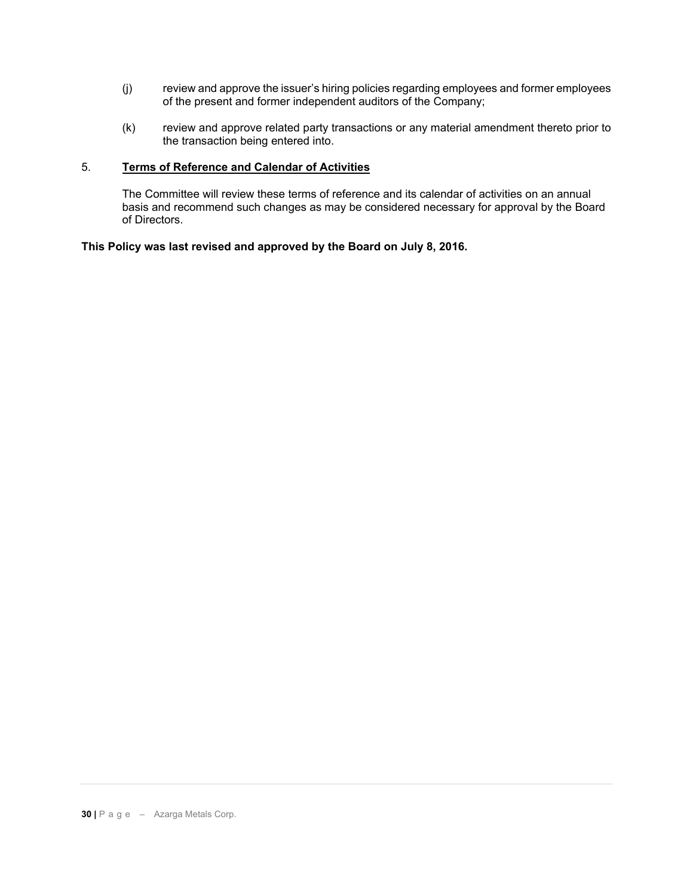(j) review and approve the issuer's hiring policies regarding employees and former employees of the present and former independent auditors of the Company;

(k) review and approve related party transactions or any material amendment thereto prior to the transaction being entered into.

5. **Terms of Reference and Calendar of Activities**

The Committee will review these terms of reference and its calendar of activities on an annual basis and recommend such changes as may be considered necessary for approval by the Board of Directors.

**This Policy was last revised and approved by the Board on July 8, 2016.**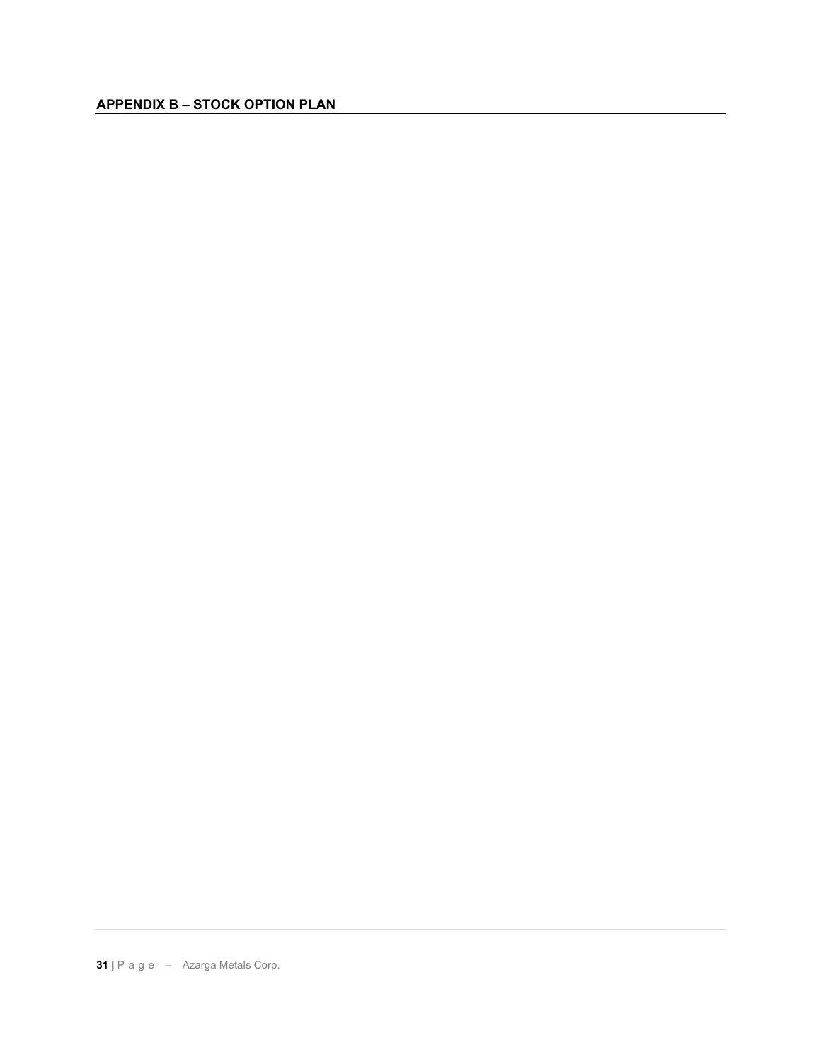## APPENDIX B – STOCK OPTION PLAN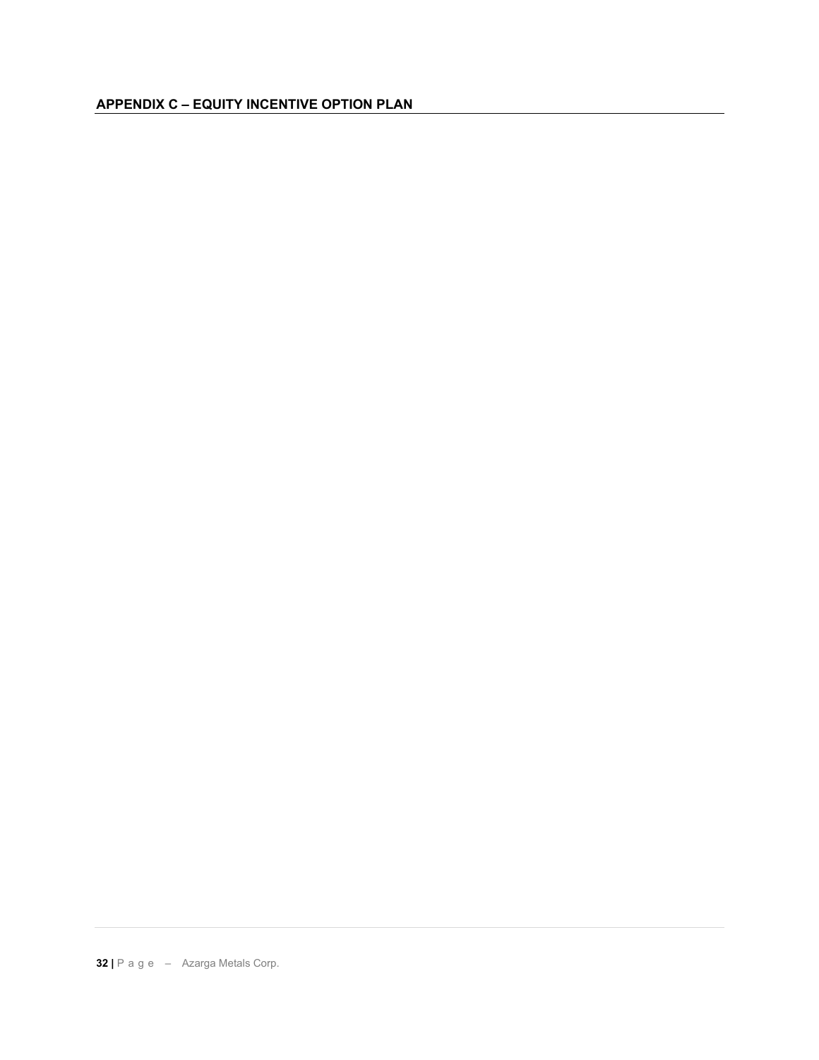## APPENDIX C – EQUITY INCENTIVE OPTION PLAN